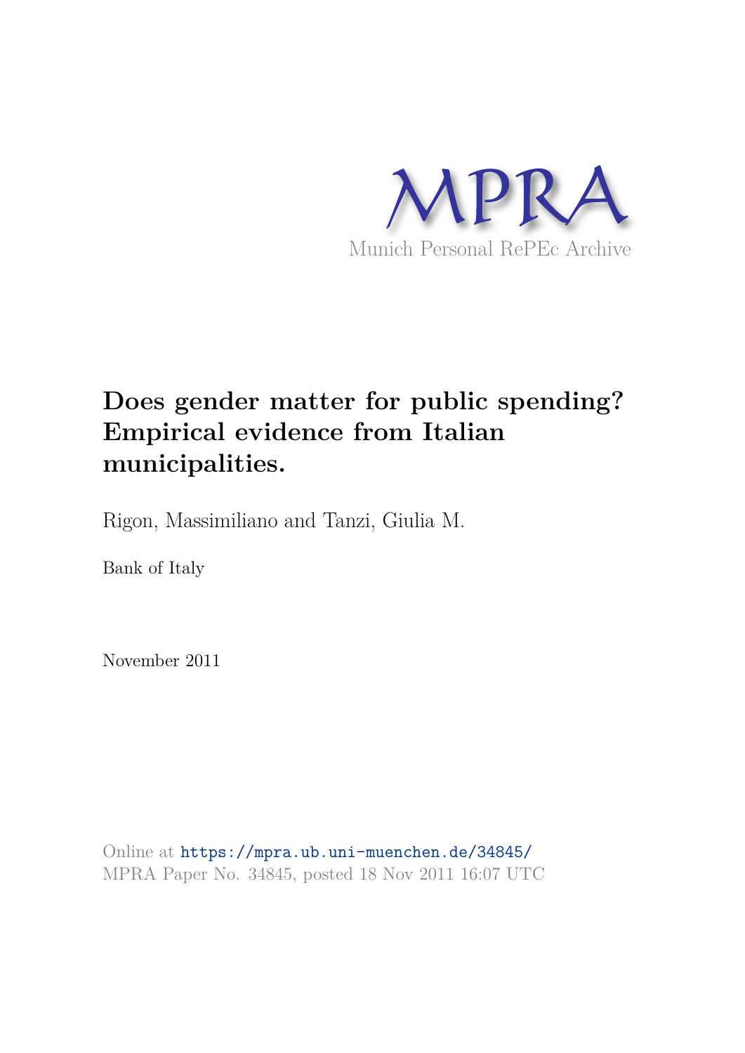MPRA

Munich Personal RePEc Archive

# Does gender matter for public spending? Empirical evidence from Italian municipalities.

Rigon, Massimiliano and Tanzi, Giulia M.

Bank of Italy

November 2011

Online at https://mpra.ub.uni-muenchen.de/34845/
MPRA Paper No. 34845, posted 18 Nov 2011 16:07 UTC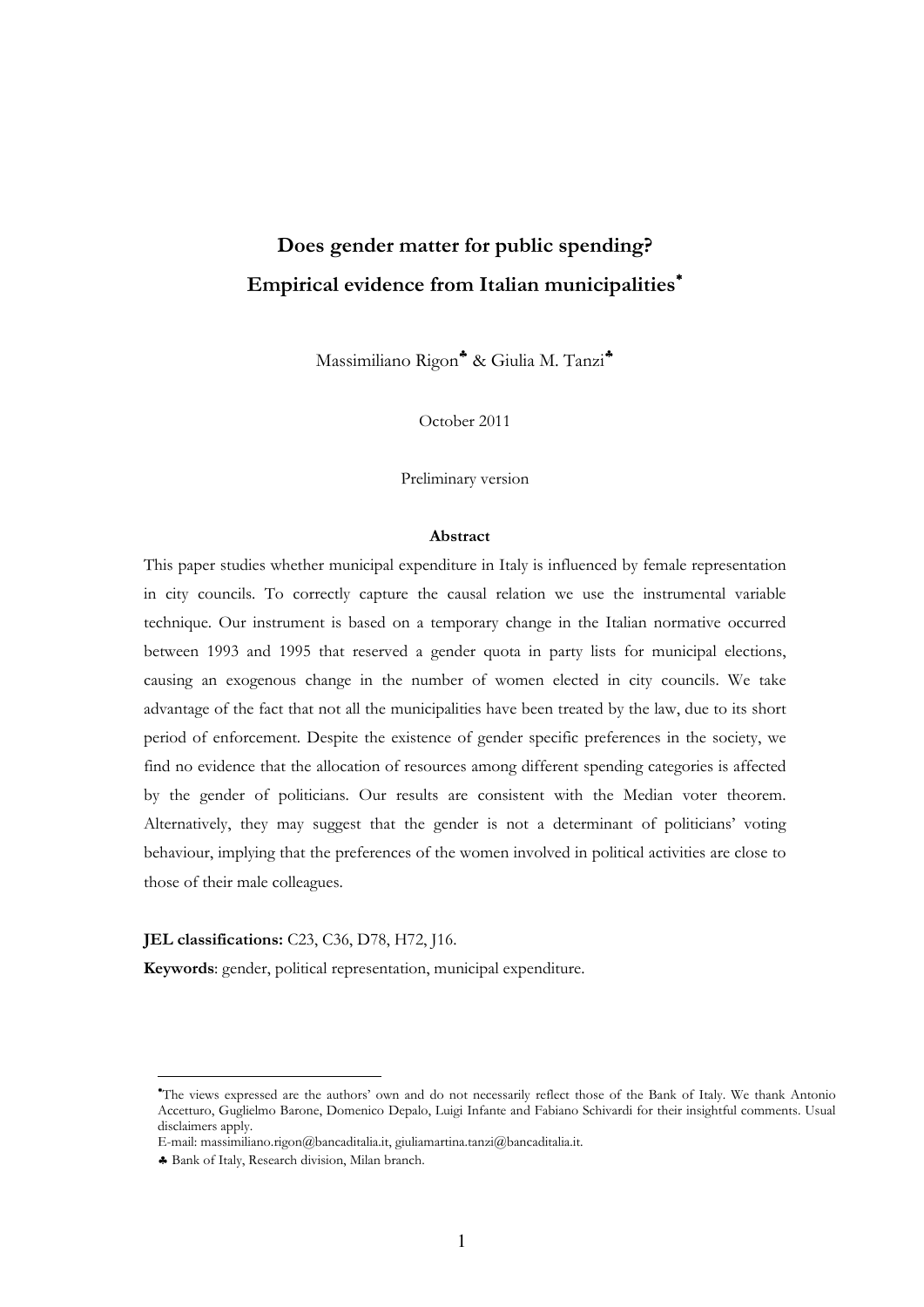# Does gender matter for public spending? Empirical evidence from Italian municipalities[*]

Massimiliano Rigon[♣] & Giulia M. Tanzi[♣]

October 2011

Preliminary version

**Abstract**

This paper studies whether municipal expenditure in Italy is influenced by female representation in city councils. To correctly capture the causal relation we use the instrumental variable technique. Our instrument is based on a temporary change in the Italian normative occurred between 1993 and 1995 that reserved a gender quota in party lists for municipal elections, causing an exogenous change in the number of women elected in city councils. We take advantage of the fact that not all the municipalities have been treated by the law, due to its short period of enforcement. Despite the existence of gender specific preferences in the society, we find no evidence that the allocation of resources among different spending categories is affected by the gender of politicians. Our results are consistent with the Median voter theorem. Alternatively, they may suggest that the gender is not a determinant of politicians' voting behaviour, implying that the preferences of the women involved in political activities are close to those of their male colleagues.

**JEL classifications:** C23, C36, D78, H72, J16.

**Keywords**: gender, political representation, municipal expenditure.

---

[*] The views expressed are the authors' own and do not necessarily reflect those of the Bank of Italy. We thank Antonio Accetturo, Guglielmo Barone, Domenico Depalo, Luigi Infante and Fabiano Schivardi for their insightful comments. Usual disclaimers apply.

E-mail: massimiliano.rigon@bancaditalia.it, giuliamartina.tanzi@bancaditalia.it.

[♣] Bank of Italy, Research division, Milan branch.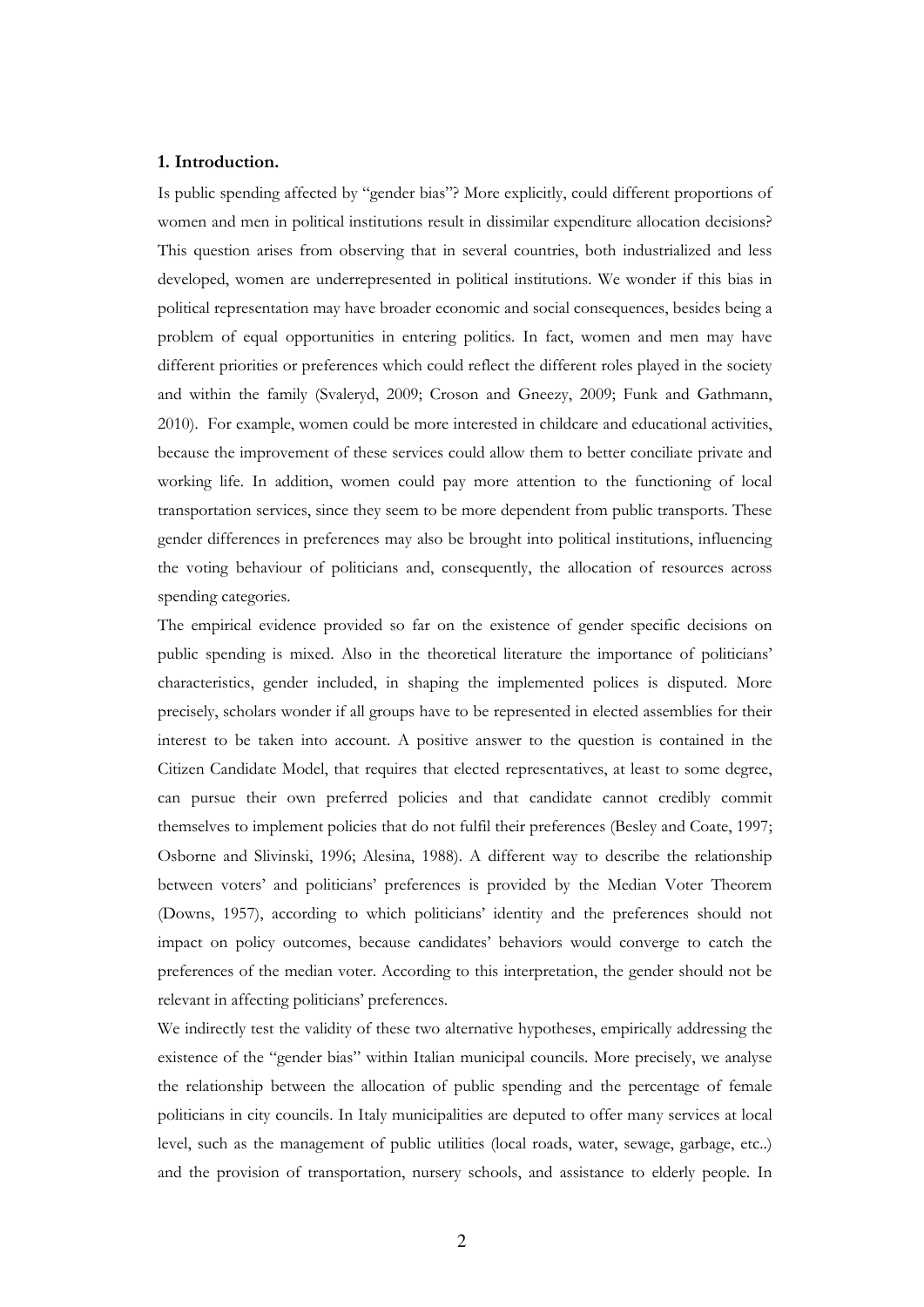## 1. Introduction.

Is public spending affected by "gender bias"? More explicitly, could different proportions of women and men in political institutions result in dissimilar expenditure allocation decisions? This question arises from observing that in several countries, both industrialized and less developed, women are underrepresented in political institutions. We wonder if this bias in political representation may have broader economic and social consequences, besides being a problem of equal opportunities in entering politics. In fact, women and men may have different priorities or preferences which could reflect the different roles played in the society and within the family (Svaleryd, 2009; Croson and Gneezy, 2009; Funk and Gathmann, 2010). For example, women could be more interested in childcare and educational activities, because the improvement of these services could allow them to better conciliate private and working life. In addition, women could pay more attention to the functioning of local transportation services, since they seem to be more dependent from public transports. These gender differences in preferences may also be brought into political institutions, influencing the voting behaviour of politicians and, consequently, the allocation of resources across spending categories.

The empirical evidence provided so far on the existence of gender specific decisions on public spending is mixed. Also in the theoretical literature the importance of politicians' characteristics, gender included, in shaping the implemented polices is disputed. More precisely, scholars wonder if all groups have to be represented in elected assemblies for their interest to be taken into account. A positive answer to the question is contained in the Citizen Candidate Model, that requires that elected representatives, at least to some degree, can pursue their own preferred policies and that candidate cannot credibly commit themselves to implement policies that do not fulfil their preferences (Besley and Coate, 1997; Osborne and Slivinski, 1996; Alesina, 1988). A different way to describe the relationship between voters' and politicians' preferences is provided by the Median Voter Theorem (Downs, 1957), according to which politicians' identity and the preferences should not impact on policy outcomes, because candidates' behaviors would converge to catch the preferences of the median voter. According to this interpretation, the gender should not be relevant in affecting politicians' preferences.

We indirectly test the validity of these two alternative hypotheses, empirically addressing the existence of the "gender bias" within Italian municipal councils. More precisely, we analyse the relationship between the allocation of public spending and the percentage of female politicians in city councils. In Italy municipalities are deputed to offer many services at local level, such as the management of public utilities (local roads, water, sewage, garbage, etc..) and the provision of transportation, nursery schools, and assistance to elderly people. In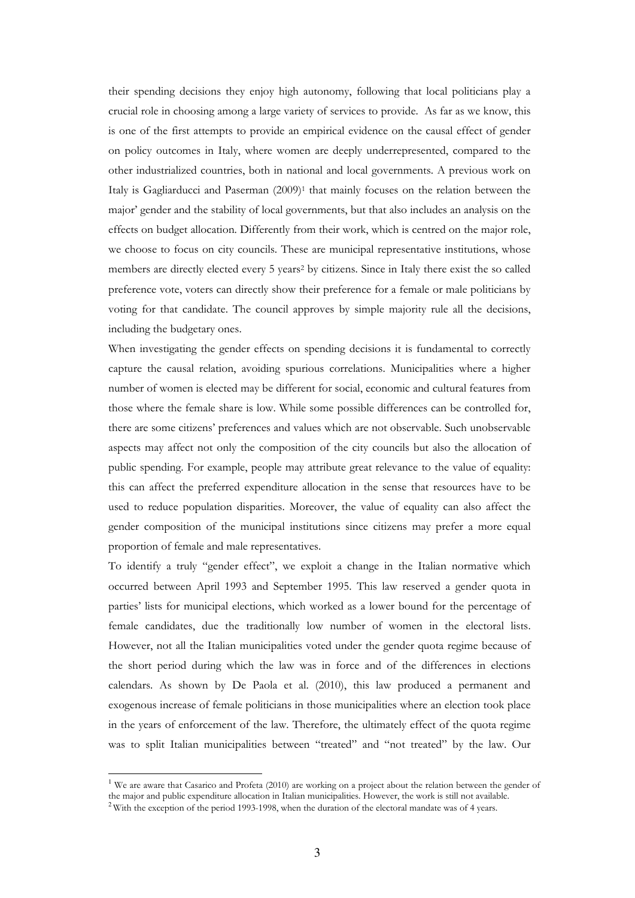their spending decisions they enjoy high autonomy, following that local politicians play a crucial role in choosing among a large variety of services to provide. As far as we know, this is one of the first attempts to provide an empirical evidence on the causal effect of gender on policy outcomes in Italy, where women are deeply underrepresented, compared to the other industrialized countries, both in national and local governments. A previous work on Italy is Gagliarducci and Paserman (2009)[1] that mainly focuses on the relation between the major' gender and the stability of local governments, but that also includes an analysis on the effects on budget allocation. Differently from their work, which is centred on the major role, we choose to focus on city councils. These are municipal representative institutions, whose members are directly elected every 5 years[2] by citizens. Since in Italy there exist the so called preference vote, voters can directly show their preference for a female or male politicians by voting for that candidate. The council approves by simple majority rule all the decisions, including the budgetary ones.

When investigating the gender effects on spending decisions it is fundamental to correctly capture the causal relation, avoiding spurious correlations. Municipalities where a higher number of women is elected may be different for social, economic and cultural features from those where the female share is low. While some possible differences can be controlled for, there are some citizens' preferences and values which are not observable. Such unobservable aspects may affect not only the composition of the city councils but also the allocation of public spending. For example, people may attribute great relevance to the value of equality: this can affect the preferred expenditure allocation in the sense that resources have to be used to reduce population disparities. Moreover, the value of equality can also affect the gender composition of the municipal institutions since citizens may prefer a more equal proportion of female and male representatives.

To identify a truly "gender effect", we exploit a change in the Italian normative which occurred between April 1993 and September 1995. This law reserved a gender quota in parties' lists for municipal elections, which worked as a lower bound for the percentage of female candidates, due the traditionally low number of women in the electoral lists. However, not all the Italian municipalities voted under the gender quota regime because of the short period during which the law was in force and of the differences in elections calendars. As shown by De Paola et al. (2010), this law produced a permanent and exogenous increase of female politicians in those municipalities where an election took place in the years of enforcement of the law. Therefore, the ultimately effect of the quota regime was to split Italian municipalities between "treated" and "not treated" by the law. Our

[1] We are aware that Casarico and Profeta (2010) are working on a project about the relation between the gender of the major and public expenditure allocation in Italian municipalities. However, the work is still not available.

[2] With the exception of the period 1993-1998, when the duration of the electoral mandate was of 4 years.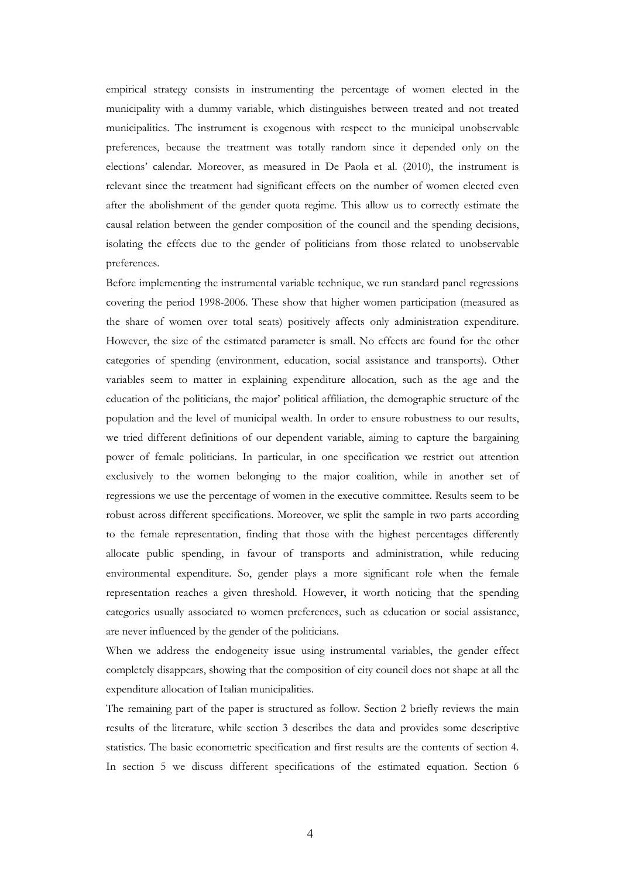empirical strategy consists in instrumenting the percentage of women elected in the municipality with a dummy variable, which distinguishes between treated and not treated municipalities. The instrument is exogenous with respect to the municipal unobservable preferences, because the treatment was totally random since it depended only on the elections' calendar. Moreover, as measured in De Paola et al. (2010), the instrument is relevant since the treatment had significant effects on the number of women elected even after the abolishment of the gender quota regime. This allow us to correctly estimate the causal relation between the gender composition of the council and the spending decisions, isolating the effects due to the gender of politicians from those related to unobservable preferences.

Before implementing the instrumental variable technique, we run standard panel regressions covering the period 1998-2006. These show that higher women participation (measured as the share of women over total seats) positively affects only administration expenditure. However, the size of the estimated parameter is small. No effects are found for the other categories of spending (environment, education, social assistance and transports). Other variables seem to matter in explaining expenditure allocation, such as the age and the education of the politicians, the major' political affiliation, the demographic structure of the population and the level of municipal wealth. In order to ensure robustness to our results, we tried different definitions of our dependent variable, aiming to capture the bargaining power of female politicians. In particular, in one specification we restrict out attention exclusively to the women belonging to the major coalition, while in another set of regressions we use the percentage of women in the executive committee. Results seem to be robust across different specifications. Moreover, we split the sample in two parts according to the female representation, finding that those with the highest percentages differently allocate public spending, in favour of transports and administration, while reducing environmental expenditure. So, gender plays a more significant role when the female representation reaches a given threshold. However, it worth noticing that the spending categories usually associated to women preferences, such as education or social assistance, are never influenced by the gender of the politicians.

When we address the endogeneity issue using instrumental variables, the gender effect completely disappears, showing that the composition of city council does not shape at all the expenditure allocation of Italian municipalities.

The remaining part of the paper is structured as follow. Section 2 briefly reviews the main results of the literature, while section 3 describes the data and provides some descriptive statistics. The basic econometric specification and first results are the contents of section 4. In section 5 we discuss different specifications of the estimated equation. Section 6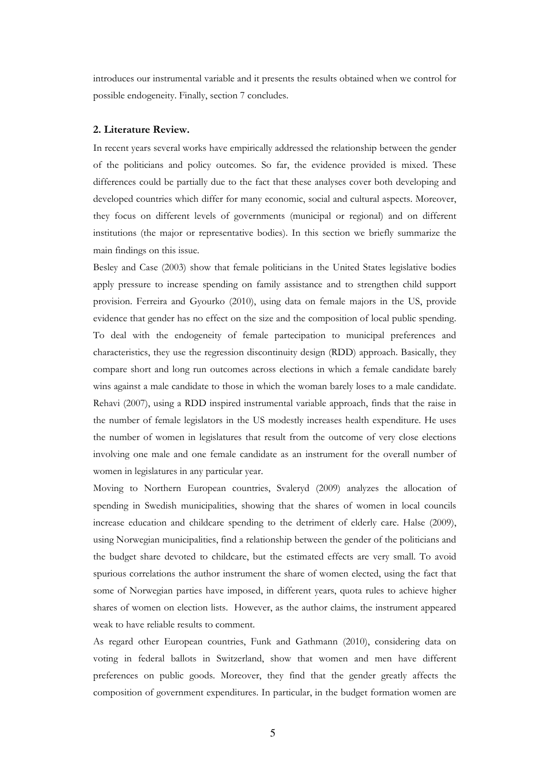introduces our instrumental variable and it presents the results obtained when we control for possible endogeneity. Finally, section 7 concludes.

## 2. Literature Review.

In recent years several works have empirically addressed the relationship between the gender of the politicians and policy outcomes. So far, the evidence provided is mixed. These differences could be partially due to the fact that these analyses cover both developing and developed countries which differ for many economic, social and cultural aspects. Moreover, they focus on different levels of governments (municipal or regional) and on different institutions (the major or representative bodies). In this section we briefly summarize the main findings on this issue.

Besley and Case (2003) show that female politicians in the United States legislative bodies apply pressure to increase spending on family assistance and to strengthen child support provision. Ferreira and Gyourko (2010), using data on female majors in the US, provide evidence that gender has no effect on the size and the composition of local public spending. To deal with the endogeneity of female partecipation to municipal preferences and characteristics, they use the regression discontinuity design (RDD) approach. Basically, they compare short and long run outcomes across elections in which a female candidate barely wins against a male candidate to those in which the woman barely loses to a male candidate. Rehavi (2007), using a RDD inspired instrumental variable approach, finds that the raise in the number of female legislators in the US modestly increases health expenditure. He uses the number of women in legislatures that result from the outcome of very close elections involving one male and one female candidate as an instrument for the overall number of women in legislatures in any particular year.

Moving to Northern European countries, Svaleryd (2009) analyzes the allocation of spending in Swedish municipalities, showing that the shares of women in local councils increase education and childcare spending to the detriment of elderly care. Halse (2009), using Norwegian municipalities, find a relationship between the gender of the politicians and the budget share devoted to childcare, but the estimated effects are very small. To avoid spurious correlations the author instrument the share of women elected, using the fact that some of Norwegian parties have imposed, in different years, quota rules to achieve higher shares of women on election lists. However, as the author claims, the instrument appeared weak to have reliable results to comment.

As regard other European countries, Funk and Gathmann (2010), considering data on voting in federal ballots in Switzerland, show that women and men have different preferences on public goods. Moreover, they find that the gender greatly affects the composition of government expenditures. In particular, in the budget formation women are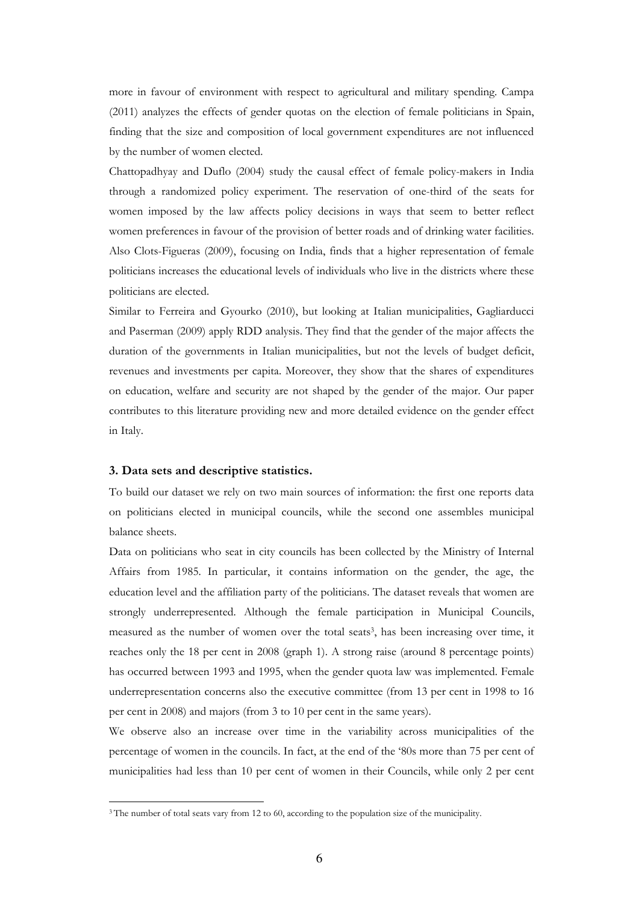more in favour of environment with respect to agricultural and military spending. Campa (2011) analyzes the effects of gender quotas on the election of female politicians in Spain, finding that the size and composition of local government expenditures are not influenced by the number of women elected.

Chattopadhyay and Duflo (2004) study the causal effect of female policy-makers in India through a randomized policy experiment. The reservation of one-third of the seats for women imposed by the law affects policy decisions in ways that seem to better reflect women preferences in favour of the provision of better roads and of drinking water facilities. Also Clots-Figueras (2009), focusing on India, finds that a higher representation of female politicians increases the educational levels of individuals who live in the districts where these politicians are elected.

Similar to Ferreira and Gyourko (2010), but looking at Italian municipalities, Gagliarducci and Paserman (2009) apply RDD analysis. They find that the gender of the major affects the duration of the governments in Italian municipalities, but not the levels of budget deficit, revenues and investments per capita. Moreover, they show that the shares of expenditures on education, welfare and security are not shaped by the gender of the major. Our paper contributes to this literature providing new and more detailed evidence on the gender effect in Italy.

### 3. Data sets and descriptive statistics.

To build our dataset we rely on two main sources of information: the first one reports data on politicians elected in municipal councils, while the second one assembles municipal balance sheets.

Data on politicians who seat in city councils has been collected by the Ministry of Internal Affairs from 1985. In particular, it contains information on the gender, the age, the education level and the affiliation party of the politicians. The dataset reveals that women are strongly underrepresented. Although the female participation in Municipal Councils, measured as the number of women over the total seats[3], has been increasing over time, it reaches only the 18 per cent in 2008 (graph 1). A strong raise (around 8 percentage points) has occurred between 1993 and 1995, when the gender quota law was implemented. Female underrepresentation concerns also the executive committee (from 13 per cent in 1998 to 16 per cent in 2008) and majors (from 3 to 10 per cent in the same years).

We observe also an increase over time in the variability across municipalities of the percentage of women in the councils. In fact, at the end of the '80s more than 75 per cent of municipalities had less than 10 per cent of women in their Councils, while only 2 per cent

[3] The number of total seats vary from 12 to 60, according to the population size of the municipality.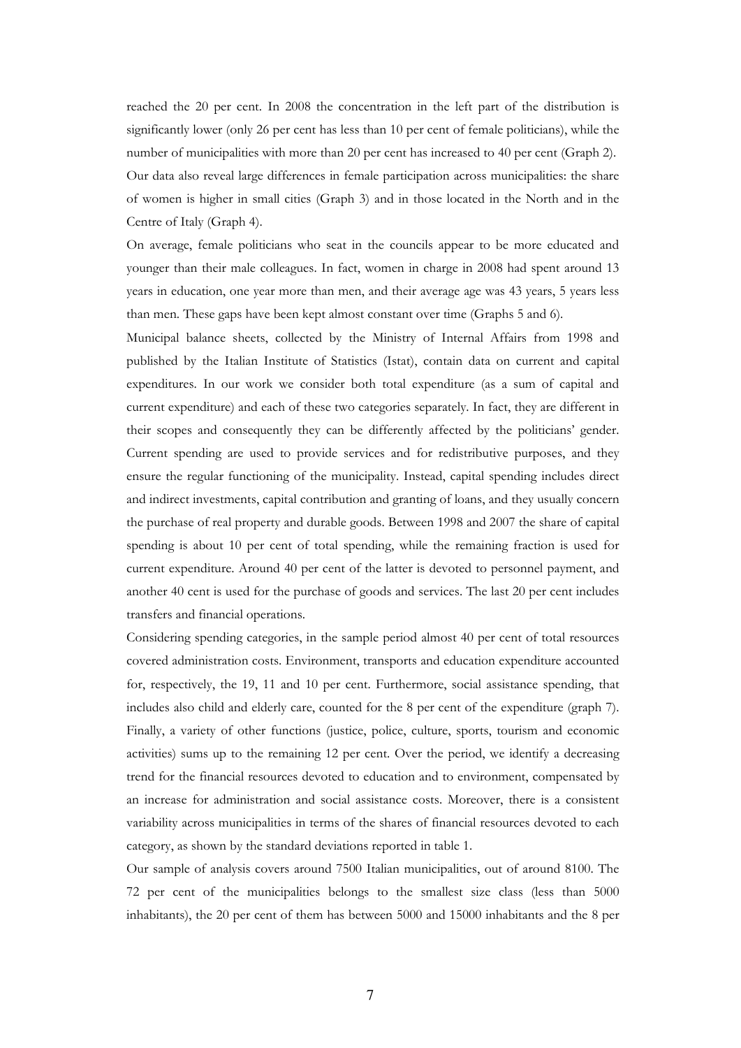reached the 20 per cent. In 2008 the concentration in the left part of the distribution is significantly lower (only 26 per cent has less than 10 per cent of female politicians), while the number of municipalities with more than 20 per cent has increased to 40 per cent (Graph 2). Our data also reveal large differences in female participation across municipalities: the share of women is higher in small cities (Graph 3) and in those located in the North and in the Centre of Italy (Graph 4).

On average, female politicians who seat in the councils appear to be more educated and younger than their male colleagues. In fact, women in charge in 2008 had spent around 13 years in education, one year more than men, and their average age was 43 years, 5 years less than men. These gaps have been kept almost constant over time (Graphs 5 and 6).

Municipal balance sheets, collected by the Ministry of Internal Affairs from 1998 and published by the Italian Institute of Statistics (Istat), contain data on current and capital expenditures. In our work we consider both total expenditure (as a sum of capital and current expenditure) and each of these two categories separately. In fact, they are different in their scopes and consequently they can be differently affected by the politicians' gender. Current spending are used to provide services and for redistributive purposes, and they ensure the regular functioning of the municipality. Instead, capital spending includes direct and indirect investments, capital contribution and granting of loans, and they usually concern the purchase of real property and durable goods. Between 1998 and 2007 the share of capital spending is about 10 per cent of total spending, while the remaining fraction is used for current expenditure. Around 40 per cent of the latter is devoted to personnel payment, and another 40 cent is used for the purchase of goods and services. The last 20 per cent includes transfers and financial operations.

Considering spending categories, in the sample period almost 40 per cent of total resources covered administration costs. Environment, transports and education expenditure accounted for, respectively, the 19, 11 and 10 per cent. Furthermore, social assistance spending, that includes also child and elderly care, counted for the 8 per cent of the expenditure (graph 7). Finally, a variety of other functions (justice, police, culture, sports, tourism and economic activities) sums up to the remaining 12 per cent. Over the period, we identify a decreasing trend for the financial resources devoted to education and to environment, compensated by an increase for administration and social assistance costs. Moreover, there is a consistent variability across municipalities in terms of the shares of financial resources devoted to each category, as shown by the standard deviations reported in table 1.

Our sample of analysis covers around 7500 Italian municipalities, out of around 8100. The 72 per cent of the municipalities belongs to the smallest size class (less than 5000 inhabitants), the 20 per cent of them has between 5000 and 15000 inhabitants and the 8 per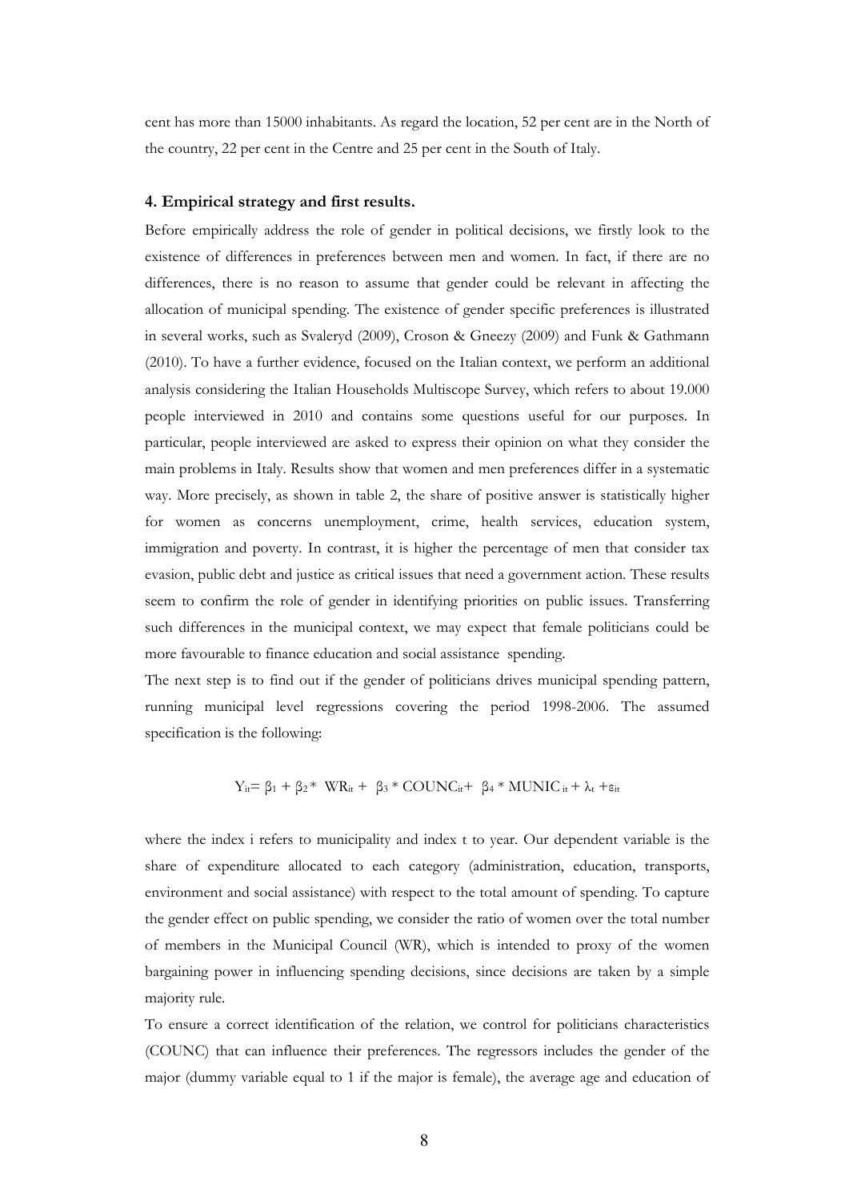cent has more than 15000 inhabitants. As regard the location, 52 per cent are in the North of the country, 22 per cent in the Centre and 25 per cent in the South of Italy.

### 4. Empirical strategy and first results.

Before empirically address the role of gender in political decisions, we firstly look to the existence of differences in preferences between men and women. In fact, if there are no differences, there is no reason to assume that gender could be relevant in affecting the allocation of municipal spending. The existence of gender specific preferences is illustrated in several works, such as Svaleryd (2009), Croson & Gneezy (2009) and Funk & Gathmann (2010). To have a further evidence, focused on the Italian context, we perform an additional analysis considering the Italian Households Multiscope Survey, which refers to about 19.000 people interviewed in 2010 and contains some questions useful for our purposes. In particular, people interviewed are asked to express their opinion on what they consider the main problems in Italy. Results show that women and men preferences differ in a systematic way. More precisely, as shown in table 2, the share of positive answer is statistically higher for women as concerns unemployment, crime, health services, education system, immigration and poverty. In contrast, it is higher the percentage of men that consider tax evasion, public debt and justice as critical issues that need a government action. These results seem to confirm the role of gender in identifying priorities on public issues. Transferring such differences in the municipal context, we may expect that female politicians could be more favourable to finance education and social assistance spending.

The next step is to find out if the gender of politicians drives municipal spending pattern, running municipal level regressions covering the period 1998-2006. The assumed specification is the following:

$$Y_{it} = \beta_1 + \beta_2 * WR_{it} + \beta_3 * COUNC_{it} + \beta_4 * MUNIC_{it} + \lambda_t + \varepsilon_{it}$$

where the index i refers to municipality and index t to year. Our dependent variable is the share of expenditure allocated to each category (administration, education, transports, environment and social assistance) with respect to the total amount of spending. To capture the gender effect on public spending, we consider the ratio of women over the total number of members in the Municipal Council (WR), which is intended to proxy of the women bargaining power in influencing spending decisions, since decisions are taken by a simple majority rule.

To ensure a correct identification of the relation, we control for politicians characteristics (COUNC) that can influence their preferences. The regressors includes the gender of the major (dummy variable equal to 1 if the major is female), the average age and education of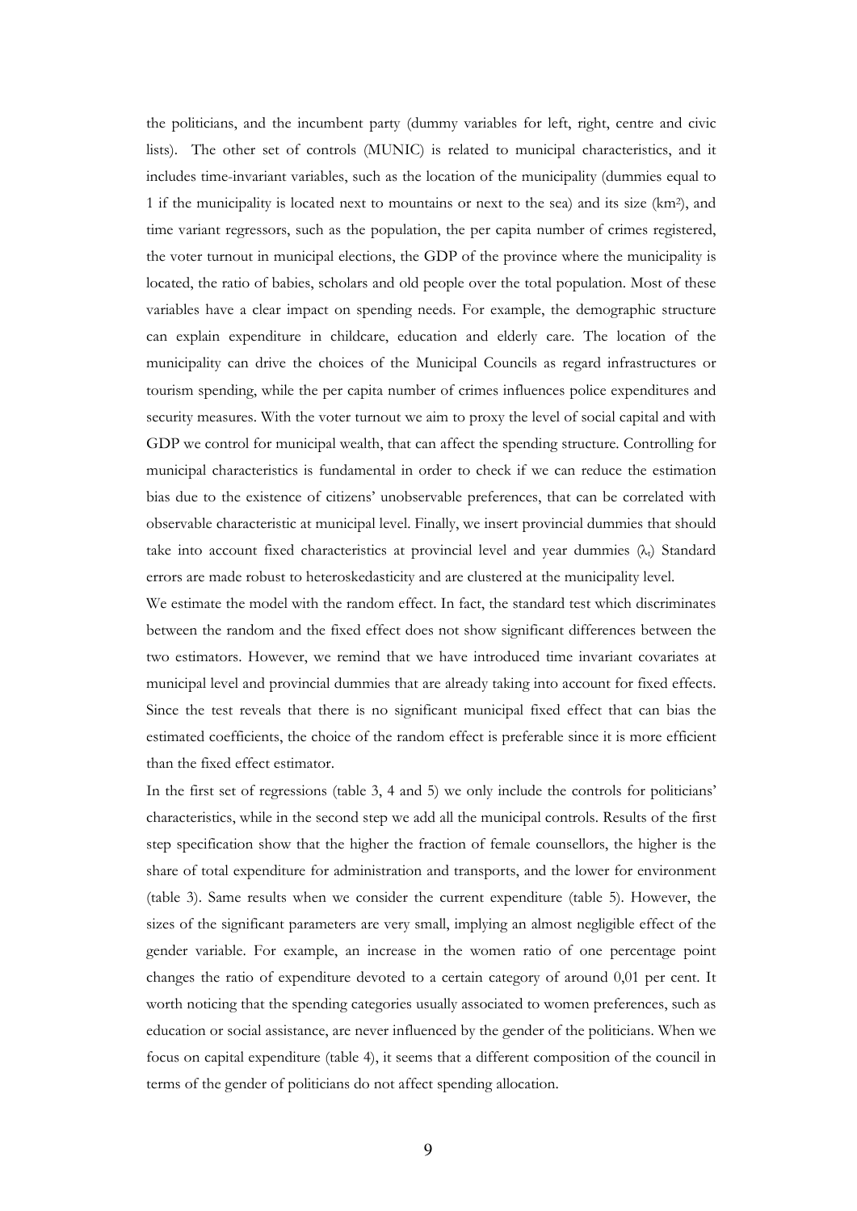the politicians, and the incumbent party (dummy variables for left, right, centre and civic lists). The other set of controls (MUNIC) is related to municipal characteristics, and it includes time-invariant variables, such as the location of the municipality (dummies equal to 1 if the municipality is located next to mountains or next to the sea) and its size (km$^2$), and time variant regressors, such as the population, the per capita number of crimes registered, the voter turnout in municipal elections, the GDP of the province where the municipality is located, the ratio of babies, scholars and old people over the total population. Most of these variables have a clear impact on spending needs. For example, the demographic structure can explain expenditure in childcare, education and elderly care. The location of the municipality can drive the choices of the Municipal Councils as regard infrastructures or tourism spending, while the per capita number of crimes influences police expenditures and security measures. With the voter turnout we aim to proxy the level of social capital and with GDP we control for municipal wealth, that can affect the spending structure. Controlling for municipal characteristics is fundamental in order to check if we can reduce the estimation bias due to the existence of citizens' unobservable preferences, that can be correlated with observable characteristic at municipal level. Finally, we insert provincial dummies that should take into account fixed characteristics at provincial level and year dummies ($\lambda_t$) Standard errors are made robust to heteroskedasticity and are clustered at the municipality level.

We estimate the model with the random effect. In fact, the standard test which discriminates between the random and the fixed effect does not show significant differences between the two estimators. However, we remind that we have introduced time invariant covariates at municipal level and provincial dummies that are already taking into account for fixed effects. Since the test reveals that there is no significant municipal fixed effect that can bias the estimated coefficients, the choice of the random effect is preferable since it is more efficient than the fixed effect estimator.

In the first set of regressions (table 3, 4 and 5) we only include the controls for politicians' characteristics, while in the second step we add all the municipal controls. Results of the first step specification show that the higher the fraction of female counsellors, the higher is the share of total expenditure for administration and transports, and the lower for environment (table 3). Same results when we consider the current expenditure (table 5). However, the sizes of the significant parameters are very small, implying an almost negligible effect of the gender variable. For example, an increase in the women ratio of one percentage point changes the ratio of expenditure devoted to a certain category of around 0,01 per cent. It worth noticing that the spending categories usually associated to women preferences, such as education or social assistance, are never influenced by the gender of the politicians. When we focus on capital expenditure (table 4), it seems that a different composition of the council in terms of the gender of politicians do not affect spending allocation.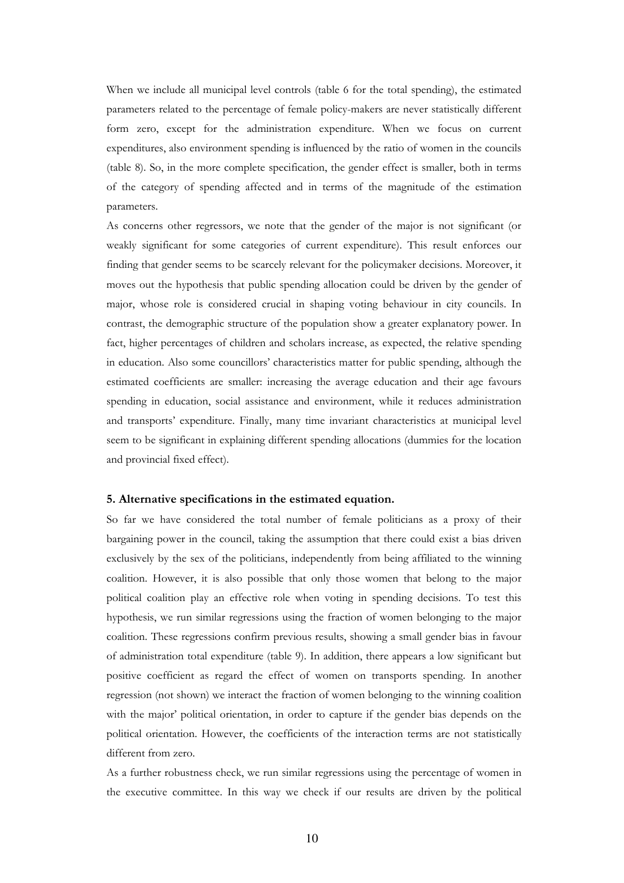When we include all municipal level controls (table 6 for the total spending), the estimated parameters related to the percentage of female policy-makers are never statistically different form zero, except for the administration expenditure. When we focus on current expenditures, also environment spending is influenced by the ratio of women in the councils (table 8). So, in the more complete specification, the gender effect is smaller, both in terms of the category of spending affected and in terms of the magnitude of the estimation parameters.

As concerns other regressors, we note that the gender of the major is not significant (or weakly significant for some categories of current expenditure). This result enforces our finding that gender seems to be scarcely relevant for the policymaker decisions. Moreover, it moves out the hypothesis that public spending allocation could be driven by the gender of major, whose role is considered crucial in shaping voting behaviour in city councils. In contrast, the demographic structure of the population show a greater explanatory power. In fact, higher percentages of children and scholars increase, as expected, the relative spending in education. Also some councillors' characteristics matter for public spending, although the estimated coefficients are smaller: increasing the average education and their age favours spending in education, social assistance and environment, while it reduces administration and transports' expenditure. Finally, many time invariant characteristics at municipal level seem to be significant in explaining different spending allocations (dummies for the location and provincial fixed effect).

## 5. Alternative specifications in the estimated equation.

So far we have considered the total number of female politicians as a proxy of their bargaining power in the council, taking the assumption that there could exist a bias driven exclusively by the sex of the politicians, independently from being affiliated to the winning coalition. However, it is also possible that only those women that belong to the major political coalition play an effective role when voting in spending decisions. To test this hypothesis, we run similar regressions using the fraction of women belonging to the major coalition. These regressions confirm previous results, showing a small gender bias in favour of administration total expenditure (table 9). In addition, there appears a low significant but positive coefficient as regard the effect of women on transports spending. In another regression (not shown) we interact the fraction of women belonging to the winning coalition with the major' political orientation, in order to capture if the gender bias depends on the political orientation. However, the coefficients of the interaction terms are not statistically different from zero.

As a further robustness check, we run similar regressions using the percentage of women in the executive committee. In this way we check if our results are driven by the political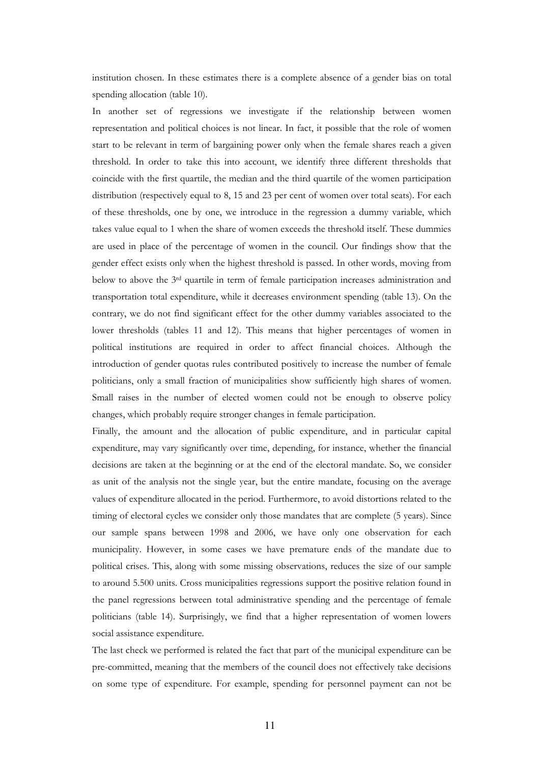institution chosen. In these estimates there is a complete absence of a gender bias on total spending allocation (table 10).

In another set of regressions we investigate if the relationship between women representation and political choices is not linear. In fact, it possible that the role of women start to be relevant in term of bargaining power only when the female shares reach a given threshold. In order to take this into account, we identify three different thresholds that coincide with the first quartile, the median and the third quartile of the women participation distribution (respectively equal to 8, 15 and 23 per cent of women over total seats). For each of these thresholds, one by one, we introduce in the regression a dummy variable, which takes value equal to 1 when the share of women exceeds the threshold itself. These dummies are used in place of the percentage of women in the council. Our findings show that the gender effect exists only when the highest threshold is passed. In other words, moving from below to above the 3rd quartile in term of female participation increases administration and transportation total expenditure, while it decreases environment spending (table 13). On the contrary, we do not find significant effect for the other dummy variables associated to the lower thresholds (tables 11 and 12). This means that higher percentages of women in political institutions are required in order to affect financial choices. Although the introduction of gender quotas rules contributed positively to increase the number of female politicians, only a small fraction of municipalities show sufficiently high shares of women. Small raises in the number of elected women could not be enough to observe policy changes, which probably require stronger changes in female participation.

Finally, the amount and the allocation of public expenditure, and in particular capital expenditure, may vary significantly over time, depending, for instance, whether the financial decisions are taken at the beginning or at the end of the electoral mandate. So, we consider as unit of the analysis not the single year, but the entire mandate, focusing on the average values of expenditure allocated in the period. Furthermore, to avoid distortions related to the timing of electoral cycles we consider only those mandates that are complete (5 years). Since our sample spans between 1998 and 2006, we have only one observation for each municipality. However, in some cases we have premature ends of the mandate due to political crises. This, along with some missing observations, reduces the size of our sample to around 5.500 units. Cross municipalities regressions support the positive relation found in the panel regressions between total administrative spending and the percentage of female politicians (table 14). Surprisingly, we find that a higher representation of women lowers social assistance expenditure.

The last check we performed is related the fact that part of the municipal expenditure can be pre-committed, meaning that the members of the council does not effectively take decisions on some type of expenditure. For example, spending for personnel payment can not be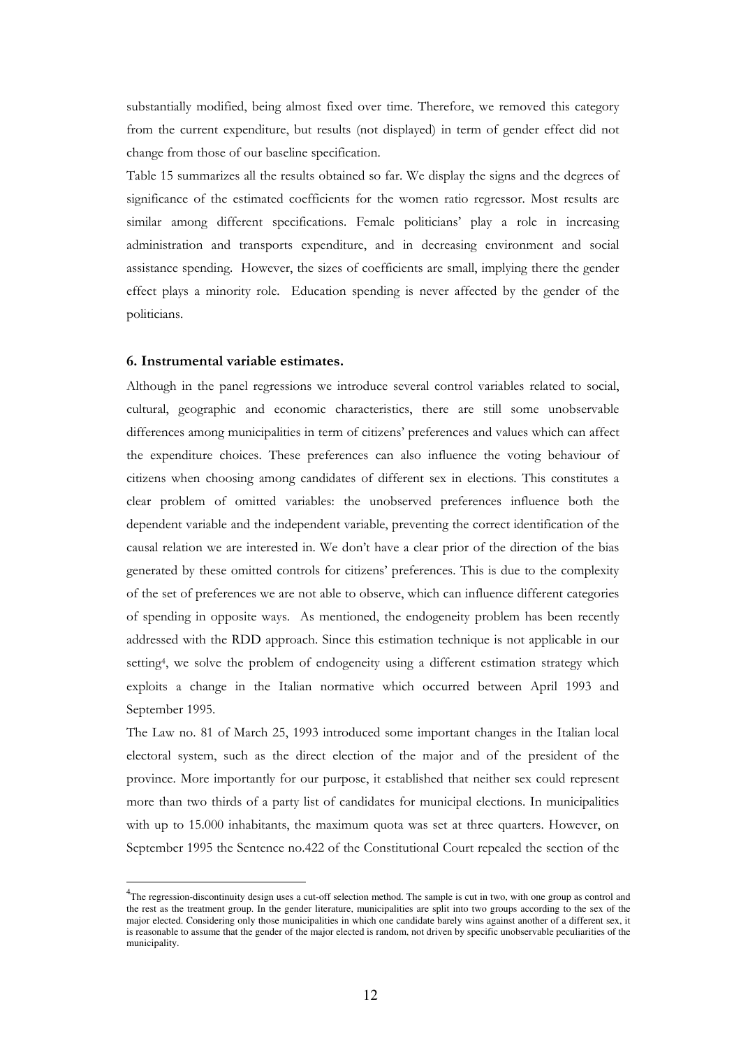substantially modified, being almost fixed over time. Therefore, we removed this category from the current expenditure, but results (not displayed) in term of gender effect did not change from those of our baseline specification.

Table 15 summarizes all the results obtained so far. We display the signs and the degrees of significance of the estimated coefficients for the women ratio regressor. Most results are similar among different specifications. Female politicians' play a role in increasing administration and transports expenditure, and in decreasing environment and social assistance spending. However, the sizes of coefficients are small, implying there the gender effect plays a minority role. Education spending is never affected by the gender of the politicians.

### 6. Instrumental variable estimates.

Although in the panel regressions we introduce several control variables related to social, cultural, geographic and economic characteristics, there are still some unobservable differences among municipalities in term of citizens' preferences and values which can affect the expenditure choices. These preferences can also influence the voting behaviour of citizens when choosing among candidates of different sex in elections. This constitutes a clear problem of omitted variables: the unobserved preferences influence both the dependent variable and the independent variable, preventing the correct identification of the causal relation we are interested in. We don't have a clear prior of the direction of the bias generated by these omitted controls for citizens' preferences. This is due to the complexity of the set of preferences we are not able to observe, which can influence different categories of spending in opposite ways. As mentioned, the endogeneity problem has been recently addressed with the RDD approach. Since this estimation technique is not applicable in our setting[4], we solve the problem of endogeneity using a different estimation strategy which exploits a change in the Italian normative which occurred between April 1993 and September 1995.

The Law no. 81 of March 25, 1993 introduced some important changes in the Italian local electoral system, such as the direct election of the major and of the president of the province. More importantly for our purpose, it established that neither sex could represent more than two thirds of a party list of candidates for municipal elections. In municipalities with up to 15.000 inhabitants, the maximum quota was set at three quarters. However, on September 1995 the Sentence no.422 of the Constitutional Court repealed the section of the

[4]The regression-discontinuity design uses a cut-off selection method. The sample is cut in two, with one group as control and the rest as the treatment group. In the gender literature, municipalities are split into two groups according to the sex of the major elected. Considering only those municipalities in which one candidate barely wins against another of a different sex, it is reasonable to assume that the gender of the major elected is random, not driven by specific unobservable peculiarities of the municipality.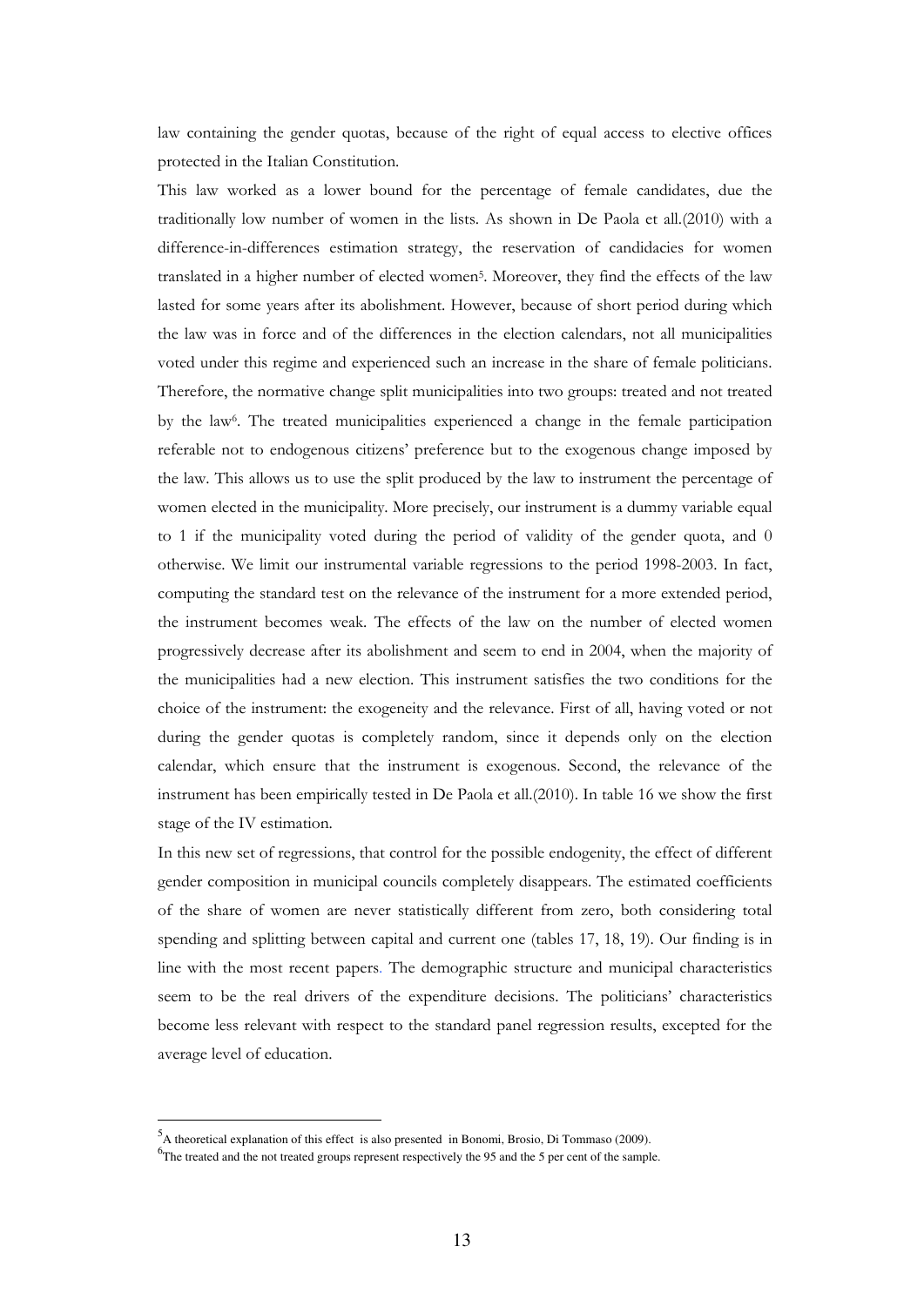law containing the gender quotas, because of the right of equal access to elective offices protected in the Italian Constitution.

This law worked as a lower bound for the percentage of female candidates, due the traditionally low number of women in the lists. As shown in De Paola et all.(2010) with a difference-in-differences estimation strategy, the reservation of candidacies for women translated in a higher number of elected women[5]. Moreover, they find the effects of the law lasted for some years after its abolishment. However, because of short period during which the law was in force and of the differences in the election calendars, not all municipalities voted under this regime and experienced such an increase in the share of female politicians. Therefore, the normative change split municipalities into two groups: treated and not treated by the law[6]. The treated municipalities experienced a change in the female participation referable not to endogenous citizens' preference but to the exogenous change imposed by the law. This allows us to use the split produced by the law to instrument the percentage of women elected in the municipality. More precisely, our instrument is a dummy variable equal to 1 if the municipality voted during the period of validity of the gender quota, and 0 otherwise. We limit our instrumental variable regressions to the period 1998-2003. In fact, computing the standard test on the relevance of the instrument for a more extended period, the instrument becomes weak. The effects of the law on the number of elected women progressively decrease after its abolishment and seem to end in 2004, when the majority of the municipalities had a new election. This instrument satisfies the two conditions for the choice of the instrument: the exogeneity and the relevance. First of all, having voted or not during the gender quotas is completely random, since it depends only on the election calendar, which ensure that the instrument is exogenous. Second, the relevance of the instrument has been empirically tested in De Paola et all.(2010). In table 16 we show the first stage of the IV estimation.

In this new set of regressions, that control for the possible endogenity, the effect of different gender composition in municipal councils completely disappears. The estimated coefficients of the share of women are never statistically different from zero, both considering total spending and splitting between capital and current one (tables 17, 18, 19). Our finding is in line with the most recent papers. The demographic structure and municipal characteristics seem to be the real drivers of the expenditure decisions. The politicians' characteristics become less relevant with respect to the standard panel regression results, excepted for the average level of education.

[5]A theoretical explanation of this effect is also presented in Bonomi, Brosio, Di Tommaso (2009).

[6]The treated and the not treated groups represent respectively the 95 and the 5 per cent of the sample.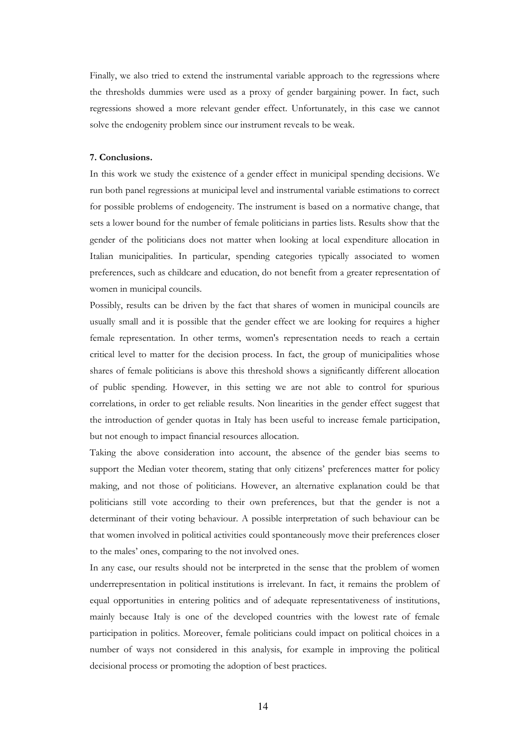Finally, we also tried to extend the instrumental variable approach to the regressions where the thresholds dummies were used as a proxy of gender bargaining power. In fact, such regressions showed a more relevant gender effect. Unfortunately, in this case we cannot solve the endogenity problem since our instrument reveals to be weak.

**7. Conclusions.**

In this work we study the existence of a gender effect in municipal spending decisions. We run both panel regressions at municipal level and instrumental variable estimations to correct for possible problems of endogeneity. The instrument is based on a normative change, that sets a lower bound for the number of female politicians in parties lists. Results show that the gender of the politicians does not matter when looking at local expenditure allocation in Italian municipalities. In particular, spending categories typically associated to women preferences, such as childcare and education, do not benefit from a greater representation of women in municipal councils.

Possibly, results can be driven by the fact that shares of women in municipal councils are usually small and it is possible that the gender effect we are looking for requires a higher female representation. In other terms, women's representation needs to reach a certain critical level to matter for the decision process. In fact, the group of municipalities whose shares of female politicians is above this threshold shows a significantly different allocation of public spending. However, in this setting we are not able to control for spurious correlations, in order to get reliable results. Non linearities in the gender effect suggest that the introduction of gender quotas in Italy has been useful to increase female participation, but not enough to impact financial resources allocation.

Taking the above consideration into account, the absence of the gender bias seems to support the Median voter theorem, stating that only citizens' preferences matter for policy making, and not those of politicians. However, an alternative explanation could be that politicians still vote according to their own preferences, but that the gender is not a determinant of their voting behaviour. A possible interpretation of such behaviour can be that women involved in political activities could spontaneously move their preferences closer to the males' ones, comparing to the not involved ones.

In any case, our results should not be interpreted in the sense that the problem of women underrepresentation in political institutions is irrelevant. In fact, it remains the problem of equal opportunities in entering politics and of adequate representativeness of institutions, mainly because Italy is one of the developed countries with the lowest rate of female participation in politics. Moreover, female politicians could impact on political choices in a number of ways not considered in this analysis, for example in improving the political decisional process or promoting the adoption of best practices.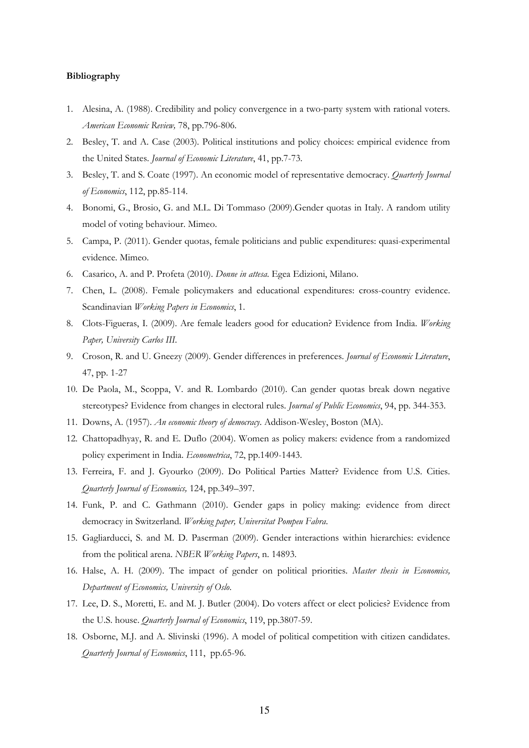**Bibliography**

1. Alesina, A. (1988). Credibility and policy convergence in a two-party system with rational voters. *American Economic Review,* 78, pp.796-806.
2. Besley, T. and A. Case (2003). Political institutions and policy choices: empirical evidence from the United States. *Journal of Economic Literature*, 41, pp.7-73.
3. Besley, T. and S. Coate (1997). An economic model of representative democracy. *Quarterly Journal of Economics*, 112, pp.85-114.
4. Bonomi, G., Brosio, G. and M.L. Di Tommaso (2009).Gender quotas in Italy. A random utility model of voting behaviour. Mimeo.
5. Campa, P. (2011). Gender quotas, female politicians and public expenditures: quasi-experimental evidence. Mimeo.
6. Casarico, A. and P. Profeta (2010). *Donne in attesa*. Egea Edizioni, Milano.
7. Chen, L. (2008). Female policymakers and educational expenditures: cross-country evidence. Scandinavian *Working Papers in Economics*, 1.
8. Clots-Figueras, I. (2009). Are female leaders good for education? Evidence from India. *Working Paper, University Carlos III*.
9. Croson, R. and U. Gneezy (2009). Gender differences in preferences. *Journal of Economic Literature*, 47, pp. 1-27
10. De Paola, M., Scoppa, V. and R. Lombardo (2010). Can gender quotas break down negative stereotypes? Evidence from changes in electoral rules. *Journal of Public Economics*, 94, pp. 344-353.
11. Downs, A. (1957). *An economic theory of democracy*. Addison-Wesley, Boston (MA).
12. Chattopadhyay, R. and E. Duflo (2004). Women as policy makers: evidence from a randomized policy experiment in India. *Econometrica*, 72, pp.1409-1443.
13. Ferreira, F. and J. Gyourko (2009). Do Political Parties Matter? Evidence from U.S. Cities. *Quarterly Journal of Economics,* 124, pp.349–397.
14. Funk, P. and C. Gathmann (2010). Gender gaps in policy making: evidence from direct democracy in Switzerland. *Working paper, Universitat Pompeu Fabra*.
15. Gagliarducci, S. and M. D. Paserman (2009). Gender interactions within hierarchies: evidence from the political arena. *NBER Working Papers*, n. 14893.
16. Halse, A. H. (2009). The impact of gender on political priorities. *Master thesis in Economics, Department of Economics, University of Oslo*.
17. Lee, D. S., Moretti, E. and M. J. Butler (2004). Do voters affect or elect policies? Evidence from the U.S. house. *Quarterly Journal of Economics*, 119, pp.3807-59.
18. Osborne, M.J. and A. Slivinski (1996). A model of political competition with citizen candidates. *Quarterly Journal of Economics*, 111, pp.65-96.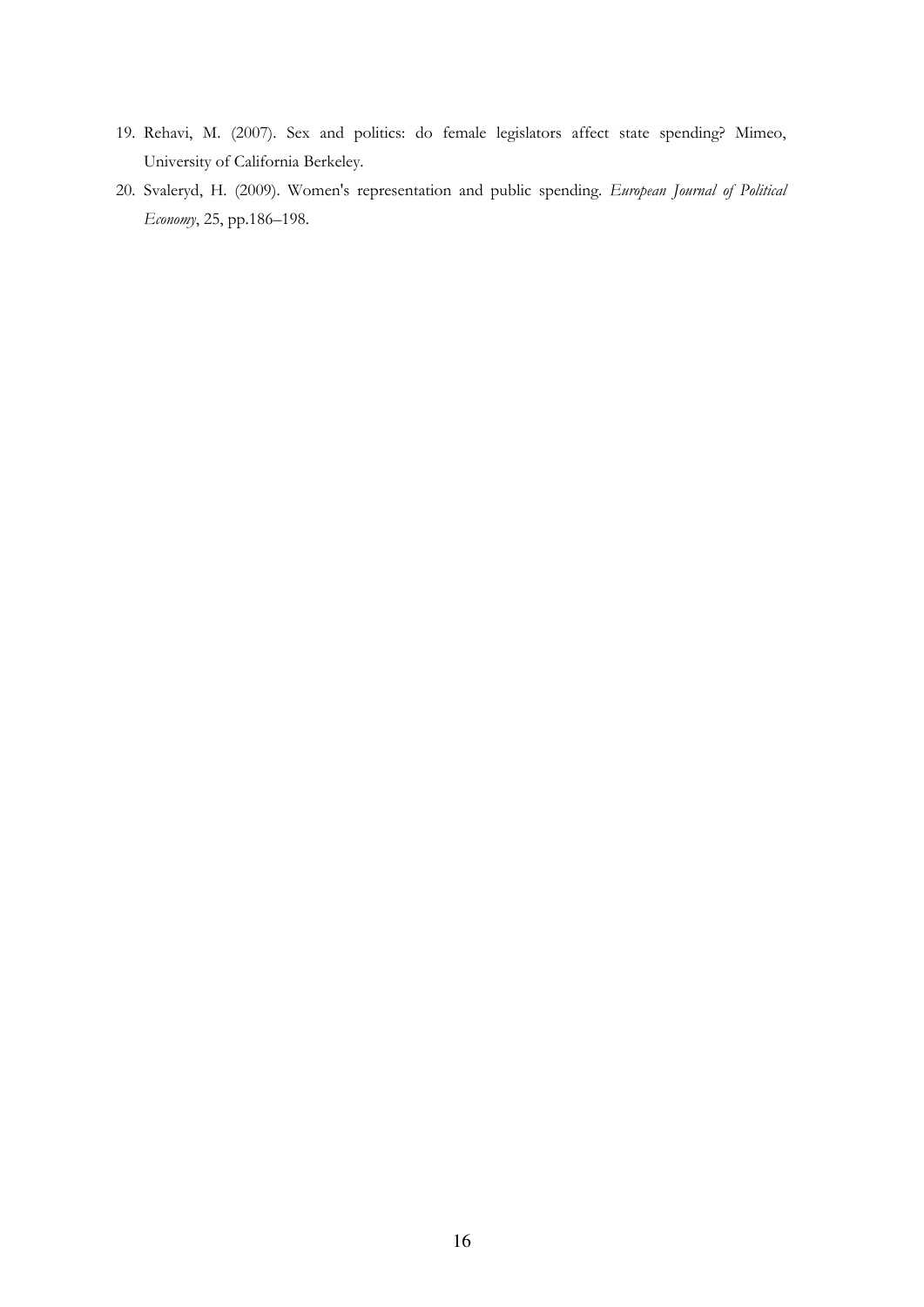19. Rehavi, M. (2007). Sex and politics: do female legislators affect state spending? Mimeo, University of California Berkeley.
20. Svaleryd, H. (2009). Women's representation and public spending. *European Journal of Political Economy*, 25, pp.186–198.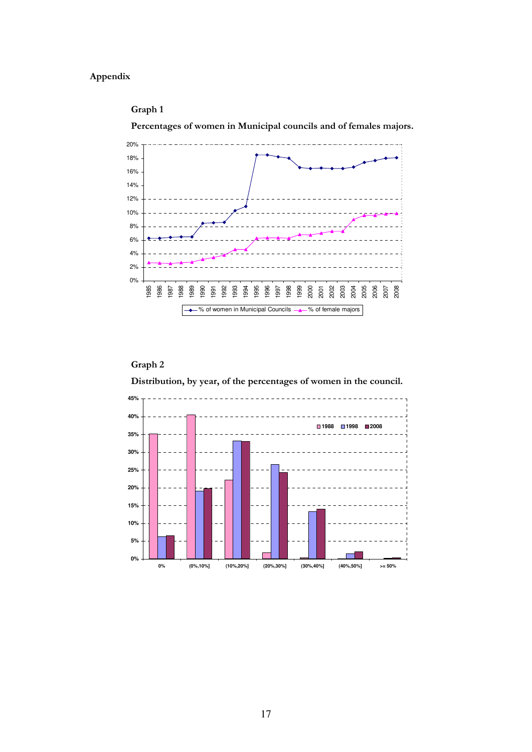## Appendix

### Graph 1

**Percentages of women in Municipal councils and of females majors.**

### Graph 2

**Distribution, by year, of the percentages of women in the council.**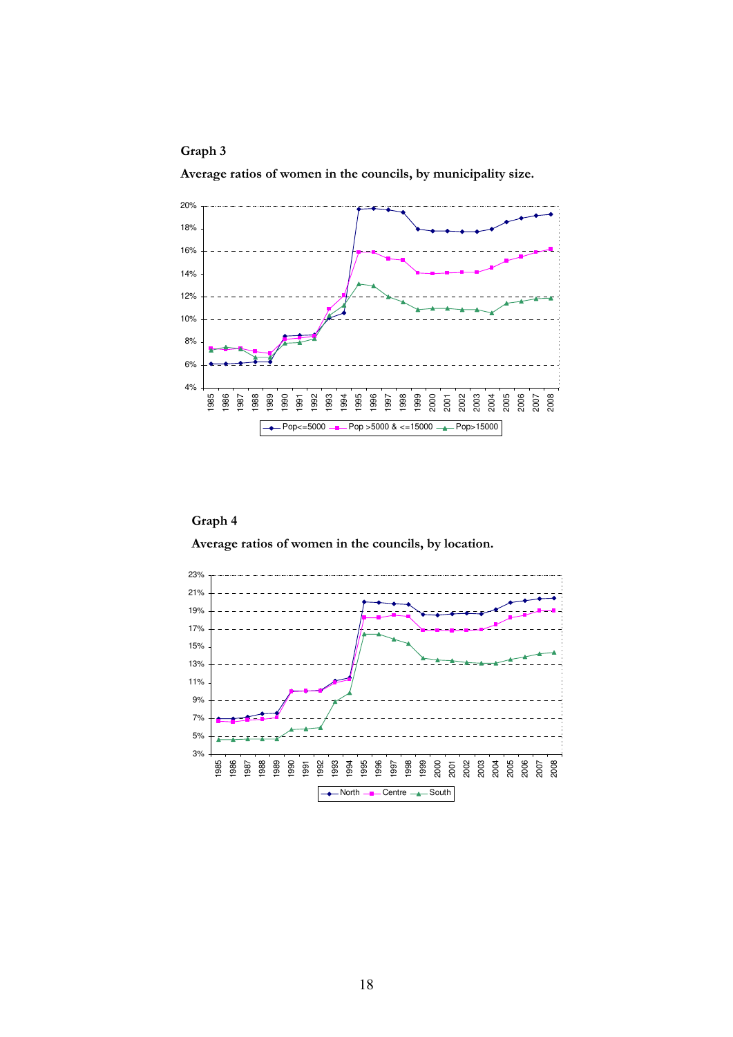**Graph 3**

**Average ratios of women in the councils, by municipality size.**

**Graph 4**

**Average ratios of women in the councils, by location.**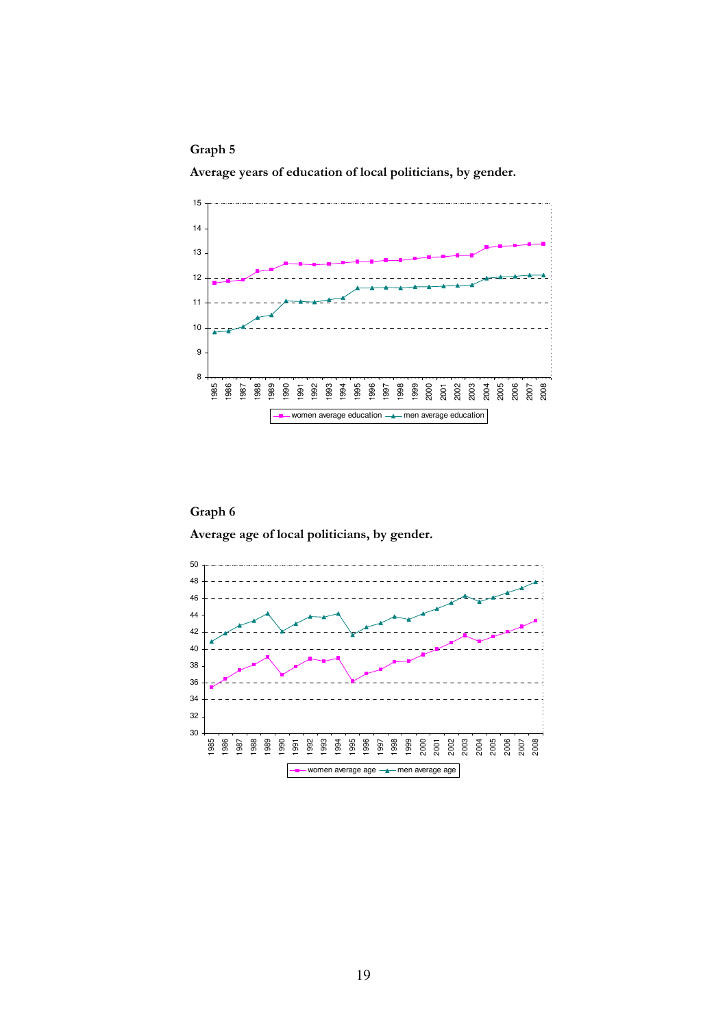**Graph 5**

**Average years of education of local politicians, by gender.**

**Graph 6**

**Average age of local politicians, by gender.**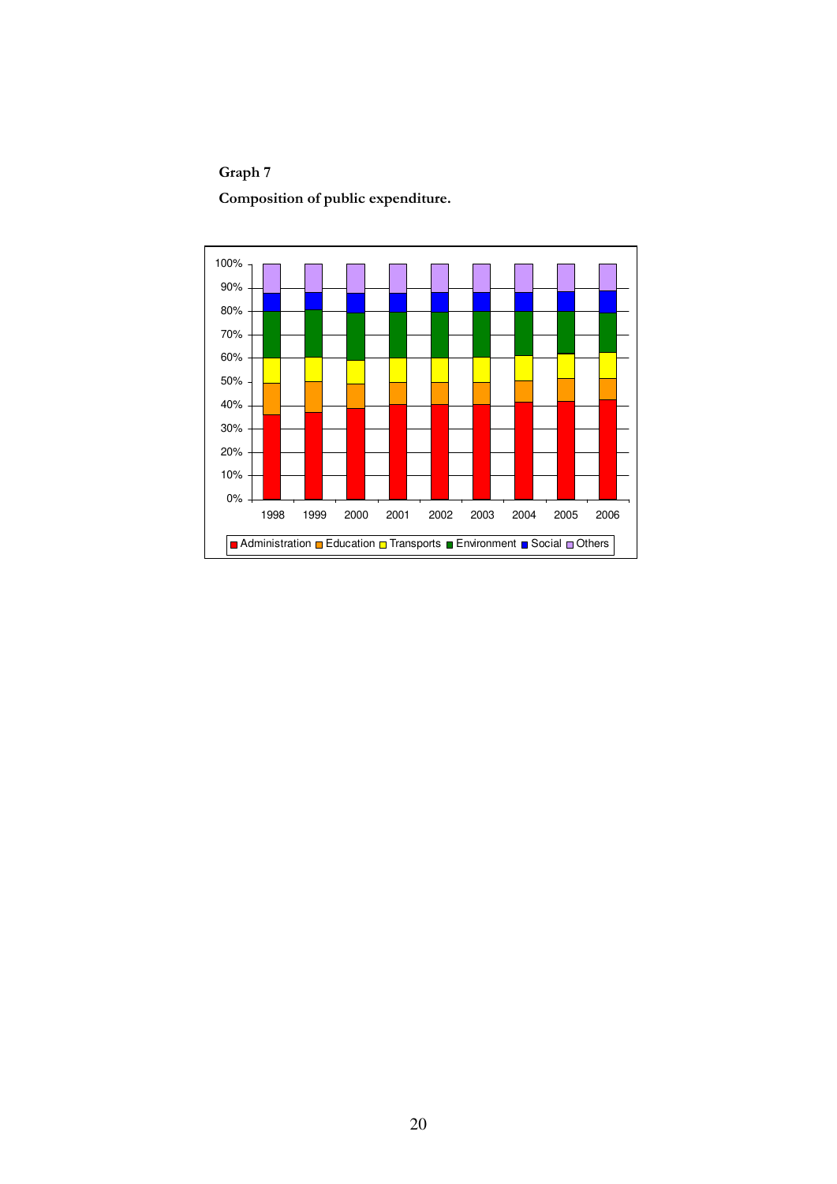**Graph 7**

**Composition of public expenditure.**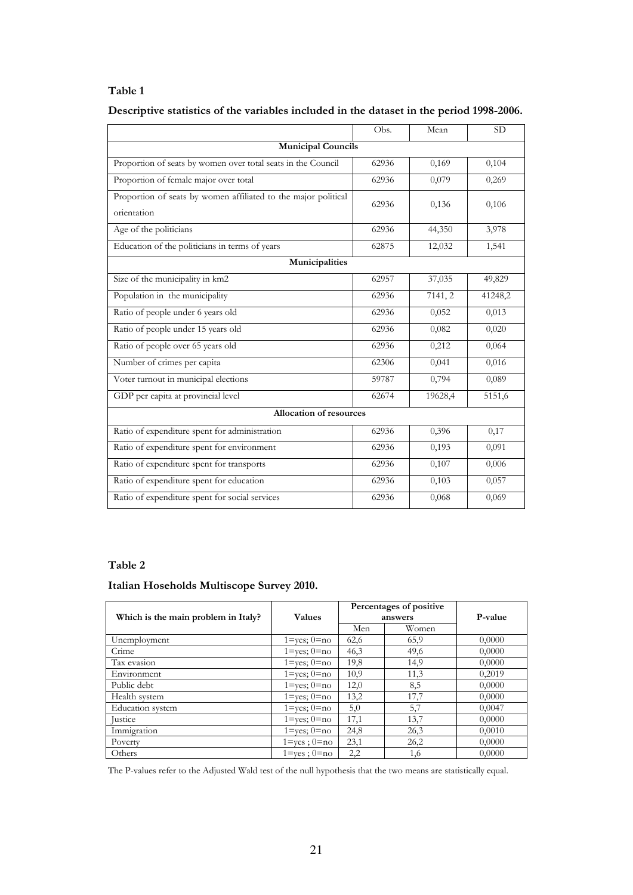**Table 1**

**Descriptive statistics of the variables included in the dataset in the period 1998-2006.**

| | Obs. | Mean | SD |
|---|---|---|---|
| **Municipal Councils** | | | |
| Proportion of seats by women over total seats in the Council | 62936 | 0,169 | 0,104 |
| Proportion of female major over total | 62936 | 0,079 | 0,269 |
| Proportion of seats by women affiliated to the major political orientation | 62936 | 0,136 | 0,106 |
| Age of the politicians | 62936 | 44,350 | 3,978 |
| Education of the politicians in terms of years | 62875 | 12,032 | 1,541 |
| **Municipalities** | | | |
| Size of the municipality in km2 | 62957 | 37,035 | 49,829 |
| Population in the municipality | 62936 | 7141, 2 | 41248,2 |
| Ratio of people under 6 years old | 62936 | 0,052 | 0,013 |
| Ratio of people under 15 years old | 62936 | 0,082 | 0,020 |
| Ratio of people over 65 years old | 62936 | 0,212 | 0,064 |
| Number of crimes per capita | 62306 | 0,041 | 0,016 |
| Voter turnout in municipal elections | 59787 | 0,794 | 0,089 |
| GDP per capita at provincial level | 62674 | 19628,4 | 5151,6 |
| **Allocation of resources** | | | |
| Ratio of expenditure spent for administration | 62936 | 0,396 | 0,17 |
| Ratio of expenditure spent for environment | 62936 | 0,193 | 0,091 |
| Ratio of expenditure spent for transports | 62936 | 0,107 | 0,006 |
| Ratio of expenditure spent for education | 62936 | 0,103 | 0,057 |
| Ratio of expenditure spent for social services | 62936 | 0,068 | 0,069 |

**Table 2**

**Italian Hoseholds Multiscope Survey 2010.**

| Which is the main problem in Italy? | Values | Percentages of positive answers | | P-value |
|---|---|---|---|---|
| | | Men | Women | |
| Unemployment | 1=yes; 0=no | 62,6 | 65,9 | 0,0000 |
| Crime | 1=yes; 0=no | 46,3 | 49,6 | 0,0000 |
| Tax evasion | 1=yes; 0=no | 19,8 | 14,9 | 0,0000 |
| Environment | 1=yes; 0=no | 10,9 | 11,3 | 0,2019 |
| Public debt | 1=yes; 0=no | 12,0 | 8,5 | 0,0000 |
| Health system | 1=yes; 0=no | 13,2 | 17,7 | 0,0000 |
| Education system | 1=yes; 0=no | 5,0 | 5,7 | 0,0047 |
| Justice | 1=yes; 0=no | 17,1 | 13,7 | 0,0000 |
| Immigration | 1=yes; 0=no | 24,8 | 26,3 | 0,0010 |
| Poverty | 1=yes ; 0=no | 23,1 | 26,2 | 0,0000 |
| Others | 1=yes ; 0=no | 2,2 | 1,6 | 0,0000 |

The P-values refer to the Adjusted Wald test of the null hypothesis that the two means are statistically equal.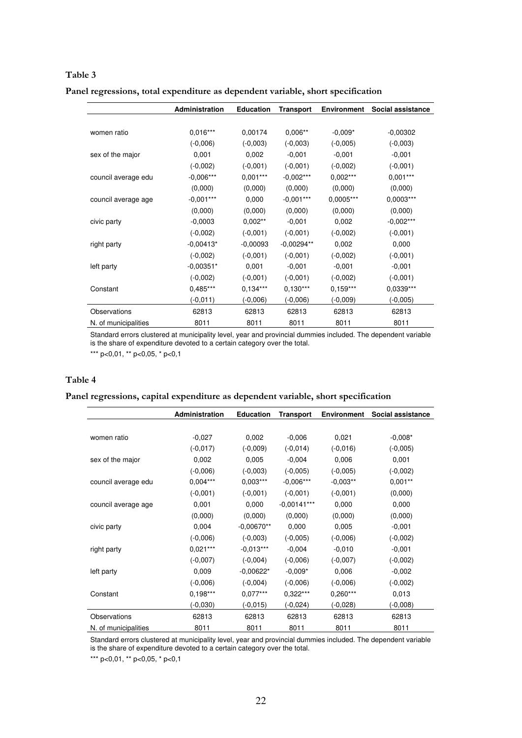**Table 3**

**Panel regressions, total expenditure as dependent variable, short specification**

| | Administration | Education | Transport | Environment | Social assistance |
|---|---|---|---|---|---|
| women ratio | 0,016*** | 0,00174 | 0,006** | -0,009* | -0,00302 |
| | (-0,006) | (-0,003) | (-0,003) | (-0,005) | (-0,003) |
| sex of the major | 0,001 | 0,002 | -0,001 | -0,001 | -0,001 |
| | (-0,002) | (-0,001) | (-0,001) | (-0,002) | (-0,001) |
| council average edu | -0,006*** | 0,001*** | -0,002*** | 0,002*** | 0,001*** |
| | (0,000) | (0,000) | (0,000) | (0,000) | (0,000) |
| council average age | -0,001*** | 0,000 | -0,001*** | 0,0005*** | 0,0003*** |
| | (0,000) | (0,000) | (0,000) | (0,000) | (0,000) |
| civic party | -0,0003 | 0,002** | -0,001 | 0,002 | -0,002*** |
| | (-0,002) | (-0,001) | (-0,001) | (-0,002) | (-0,001) |
| right party | -0,00413* | -0,00093 | -0,00294** | 0,002 | 0,000 |
| | (-0,002) | (-0,001) | (-0,001) | (-0,002) | (-0,001) |
| left party | -0,00351* | 0,001 | -0,001 | -0,001 | -0,001 |
| | (-0,002) | (-0,001) | (-0,001) | (-0,002) | (-0,001) |
| Constant | 0,485*** | 0,134*** | 0,130*** | 0,159*** | 0,0339*** |
| | (-0,011) | (-0,006) | (-0,006) | (-0,009) | (-0,005) |
| Observations | 62813 | 62813 | 62813 | 62813 | 62813 |
| N. of municipalities | 8011 | 8011 | 8011 | 8011 | 8011 |

Standard errors clustered at municipality level, year and provincial dummies included. The dependent variable is the share of expenditure devoted to a certain category over the total.

*** p<0,01, ** p<0,05, * p<0,1

**Table 4**

**Panel regressions, capital expenditure as dependent variable, short specification**

| | Administration | Education | Transport | Environment | Social assistance |
|---|---|---|---|---|---|
| women ratio | -0,027 | 0,002 | -0,006 | 0,021 | -0,008* |
| | (-0,017) | (-0,009) | (-0,014) | (-0,016) | (-0,005) |
| sex of the major | 0,002 | 0,005 | -0,004 | 0,006 | 0,001 |
| | (-0,006) | (-0,003) | (-0,005) | (-0,005) | (-0,002) |
| council average edu | 0,004*** | 0,003*** | -0,006*** | -0,003** | 0,001** |
| | (-0,001) | (-0,001) | (-0,001) | (-0,001) | (0,000) |
| council average age | 0,001 | 0,000 | -0,00141*** | 0,000 | 0,000 |
| | (0,000) | (0,000) | (0,000) | (0,000) | (0,000) |
| civic party | 0,004 | -0,00670** | 0,000 | 0,005 | -0,001 |
| | (-0,006) | (-0,003) | (-0,005) | (-0,006) | (-0,002) |
| right party | 0,021*** | -0,013*** | -0,004 | -0,010 | -0,001 |
| | (-0,007) | (-0,004) | (-0,006) | (-0,007) | (-0,002) |
| left party | 0,009 | -0,00622* | -0,009* | 0,006 | -0,002 |
| | (-0,006) | (-0,004) | (-0,006) | (-0,006) | (-0,002) |
| Constant | 0,198*** | 0,077*** | 0,322*** | 0,260*** | 0,013 |
| | (-0,030) | (-0,015) | (-0,024) | (-0,028) | (-0,008) |
| Observations | 62813 | 62813 | 62813 | 62813 | 62813 |
| N. of municipalities | 8011 | 8011 | 8011 | 8011 | 8011 |

Standard errors clustered at municipality level, year and provincial dummies included. The dependent variable is the share of expenditure devoted to a certain category over the total.

*** p<0,01, ** p<0,05, * p<0,1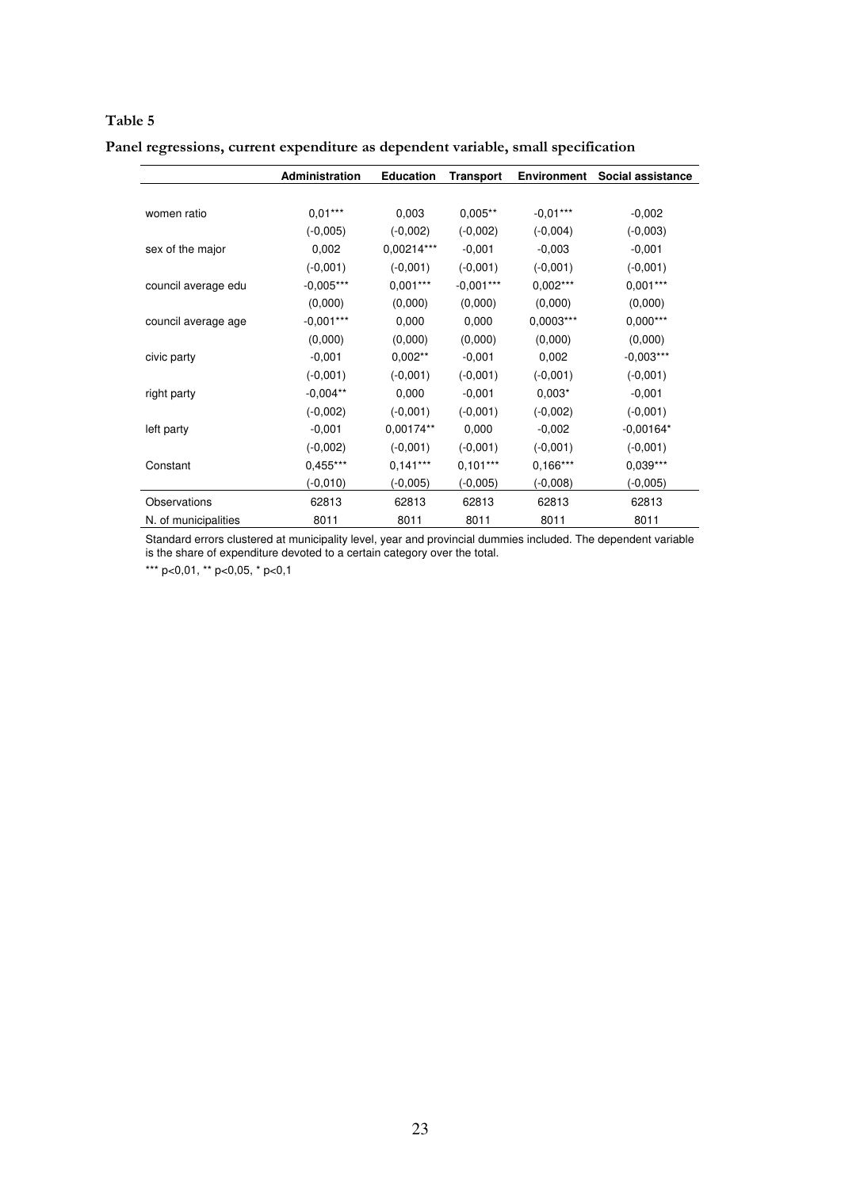**Table 5**

**Panel regressions, current expenditure as dependent variable, small specification**

| | Administration | Education | Transport | Environment | Social assistance |
|---|---|---|---|---|---|
| women ratio | 0,01*** | 0,003 | 0,005** | -0,01*** | -0,002 |
| | (-0,005) | (-0,002) | (-0,002) | (-0,004) | (-0,003) |
| sex of the major | 0,002 | 0,00214*** | -0,001 | -0,003 | -0,001 |
| | (-0,001) | (-0,001) | (-0,001) | (-0,001) | (-0,001) |
| council average edu | -0,005*** | 0,001*** | -0,001*** | 0,002*** | 0,001*** |
| | (0,000) | (0,000) | (0,000) | (0,000) | (0,000) |
| council average age | -0,001*** | 0,000 | 0,000 | 0,0003*** | 0,000*** |
| | (0,000) | (0,000) | (0,000) | (0,000) | (0,000) |
| civic party | -0,001 | 0,002** | -0,001 | 0,002 | -0,003*** |
| | (-0,001) | (-0,001) | (-0,001) | (-0,001) | (-0,001) |
| right party | -0,004** | 0,000 | -0,001 | 0,003* | -0,001 |
| | (-0,002) | (-0,001) | (-0,001) | (-0,002) | (-0,001) |
| left party | -0,001 | 0,00174** | 0,000 | -0,002 | -0,00164* |
| | (-0,002) | (-0,001) | (-0,001) | (-0,001) | (-0,001) |
| Constant | 0,455*** | 0,141*** | 0,101*** | 0,166*** | 0,039*** |
| | (-0,010) | (-0,005) | (-0,005) | (-0,008) | (-0,005) |
| Observations | 62813 | 62813 | 62813 | 62813 | 62813 |
| N. of municipalities | 8011 | 8011 | 8011 | 8011 | 8011 |

Standard errors clustered at municipality level, year and provincial dummies included. The dependent variable is the share of expenditure devoted to a certain category over the total.

*** p<0,01, ** p<0,05, * p<0,1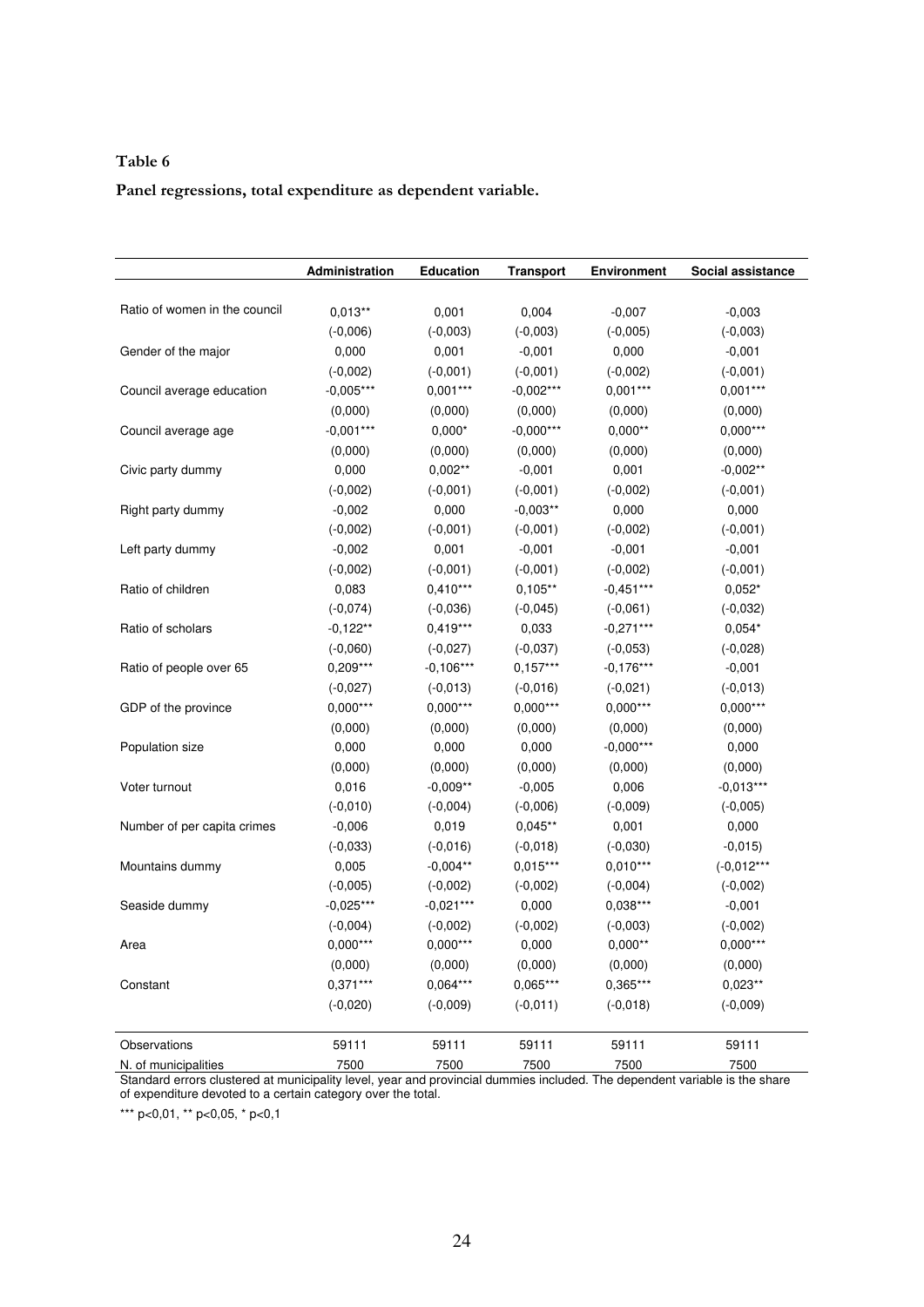**Table 6**

**Panel regressions, total expenditure as dependent variable.**

| | Administration | Education | Transport | Environment | Social assistance |
|---|---|---|---|---|---|
| Ratio of women in the council | 0,013** | 0,001 | 0,004 | -0,007 | -0,003 |
| | (-0,006) | (-0,003) | (-0,003) | (-0,005) | (-0,003) |
| Gender of the major | 0,000 | 0,001 | -0,001 | 0,000 | -0,001 |
| | (-0,002) | (-0,001) | (-0,001) | (-0,002) | (-0,001) |
| Council average education | -0,005*** | 0,001*** | -0,002*** | 0,001*** | 0,001*** |
| | (0,000) | (0,000) | (0,000) | (0,000) | (0,000) |
| Council average age | -0,001*** | 0,000* | -0,000*** | 0,000** | 0,000*** |
| | (0,000) | (0,000) | (0,000) | (0,000) | (0,000) |
| Civic party dummy | 0,000 | 0,002** | -0,001 | 0,001 | -0,002** |
| | (-0,002) | (-0,001) | (-0,001) | (-0,002) | (-0,001) |
| Right party dummy | -0,002 | 0,000 | -0,003** | 0,000 | 0,000 |
| | (-0,002) | (-0,001) | (-0,001) | (-0,002) | (-0,001) |
| Left party dummy | -0,002 | 0,001 | -0,001 | -0,001 | -0,001 |
| | (-0,002) | (-0,001) | (-0,001) | (-0,002) | (-0,001) |
| Ratio of children | 0,083 | 0,410*** | 0,105** | -0,451*** | 0,052* |
| | (-0,074) | (-0,036) | (-0,045) | (-0,061) | (-0,032) |
| Ratio of scholars | -0,122** | 0,419*** | 0,033 | -0,271*** | 0,054* |
| | (-0,060) | (-0,027) | (-0,037) | (-0,053) | (-0,028) |
| Ratio of people over 65 | 0,209*** | -0,106*** | 0,157*** | -0,176*** | -0,001 |
| | (-0,027) | (-0,013) | (-0,016) | (-0,021) | (-0,013) |
| GDP of the province | 0,000*** | 0,000*** | 0,000*** | 0,000*** | 0,000*** |
| | (0,000) | (0,000) | (0,000) | (0,000) | (0,000) |
| Population size | 0,000 | 0,000 | 0,000 | -0,000*** | 0,000 |
| | (0,000) | (0,000) | (0,000) | (0,000) | (0,000) |
| Voter turnout | 0,016 | -0,009** | -0,005 | 0,006 | -0,013*** |
| | (-0,010) | (-0,004) | (-0,006) | (-0,009) | (-0,005) |
| Number of per capita crimes | -0,006 | 0,019 | 0,045** | 0,001 | 0,000 |
| | (-0,033) | (-0,016) | (-0,018) | (-0,030) | -0,015) |
| Mountains dummy | 0,005 | -0,004** | 0,015*** | 0,010*** | (-0,012*** |
| | (-0,005) | (-0,002) | (-0,002) | (-0,004) | (-0,002) |
| Seaside dummy | -0,025*** | -0,021*** | 0,000 | 0,038*** | -0,001 |
| | (-0,004) | (-0,002) | (-0,002) | (-0,003) | (-0,002) |
| Area | 0,000*** | 0,000*** | 0,000 | 0,000** | 0,000*** |
| | (0,000) | (0,000) | (0,000) | (0,000) | (0,000) |
| Constant | 0,371*** | 0,064*** | 0,065*** | 0,365*** | 0,023** |
| | (-0,020) | (-0,009) | (-0,011) | (-0,018) | (-0,009) |
| Observations | 59111 | 59111 | 59111 | 59111 | 59111 |
| N. of municipalities | 7500 | 7500 | 7500 | 7500 | 7500 |

Standard errors clustered at municipality level, year and provincial dummies included. The dependent variable is the share of expenditure devoted to a certain category over the total.

*** p<0,01, ** p<0,05, * p<0,1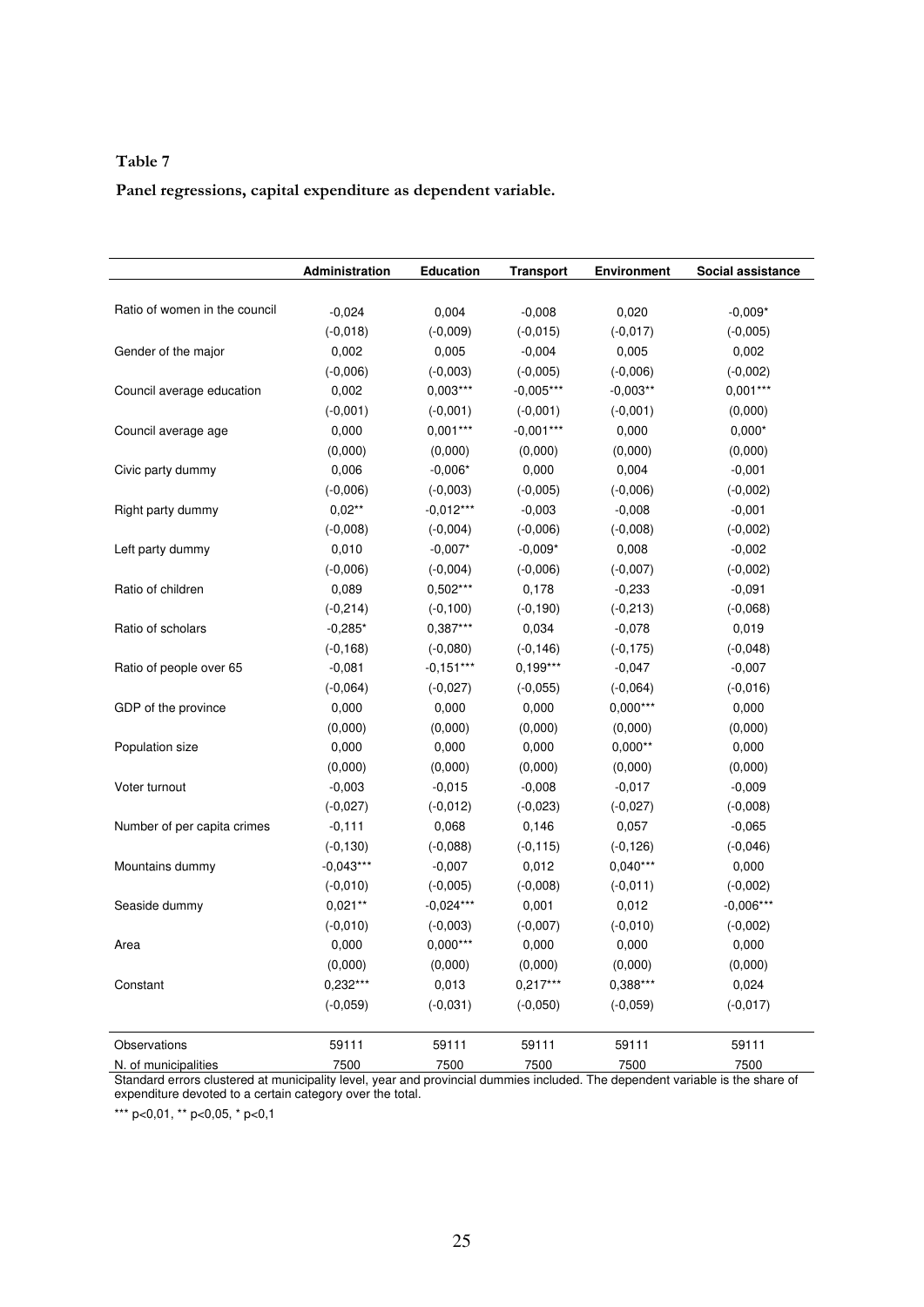**Table 7**

**Panel regressions, capital expenditure as dependent variable.**

| | Administration | Education | Transport | Environment | Social assistance |
|---|---|---|---|---|---|
| Ratio of women in the council | -0,024 | 0,004 | -0,008 | 0,020 | -0,009* |
| | (-0,018) | (-0,009) | (-0,015) | (-0,017) | (-0,005) |
| Gender of the major | 0,002 | 0,005 | -0,004 | 0,005 | 0,002 |
| | (-0,006) | (-0,003) | (-0,005) | (-0,006) | (-0,002) |
| Council average education | 0,002 | 0,003*** | -0,005*** | -0,003** | 0,001*** |
| | (-0,001) | (-0,001) | (-0,001) | (-0,001) | (0,000) |
| Council average age | 0,000 | 0,001*** | -0,001*** | 0,000 | 0,000* |
| | (0,000) | (0,000) | (0,000) | (0,000) | (0,000) |
| Civic party dummy | 0,006 | -0,006* | 0,000 | 0,004 | -0,001 |
| | (-0,006) | (-0,003) | (-0,005) | (-0,006) | (-0,002) |
| Right party dummy | 0,02** | -0,012*** | -0,003 | -0,008 | -0,001 |
| | (-0,008) | (-0,004) | (-0,006) | (-0,008) | (-0,002) |
| Left party dummy | 0,010 | -0,007* | -0,009* | 0,008 | -0,002 |
| | (-0,006) | (-0,004) | (-0,006) | (-0,007) | (-0,002) |
| Ratio of children | 0,089 | 0,502*** | 0,178 | -0,233 | -0,091 |
| | (-0,214) | (-0,100) | (-0,190) | (-0,213) | (-0,068) |
| Ratio of scholars | -0,285* | 0,387*** | 0,034 | -0,078 | 0,019 |
| | (-0,168) | (-0,080) | (-0,146) | (-0,175) | (-0,048) |
| Ratio of people over 65 | -0,081 | -0,151*** | 0,199*** | -0,047 | -0,007 |
| | (-0,064) | (-0,027) | (-0,055) | (-0,064) | (-0,016) |
| GDP of the province | 0,000 | 0,000 | 0,000 | 0,000*** | 0,000 |
| | (0,000) | (0,000) | (0,000) | (0,000) | (0,000) |
| Population size | 0,000 | 0,000 | 0,000 | 0,000** | 0,000 |
| | (0,000) | (0,000) | (0,000) | (0,000) | (0,000) |
| Voter turnout | -0,003 | -0,015 | -0,008 | -0,017 | -0,009 |
| | (-0,027) | (-0,012) | (-0,023) | (-0,027) | (-0,008) |
| Number of per capita crimes | -0,111 | 0,068 | 0,146 | 0,057 | -0,065 |
| | (-0,130) | (-0,088) | (-0,115) | (-0,126) | (-0,046) |
| Mountains dummy | -0,043*** | -0,007 | 0,012 | 0,040*** | 0,000 |
| | (-0,010) | (-0,005) | (-0,008) | (-0,011) | (-0,002) |
| Seaside dummy | 0,021** | -0,024*** | 0,001 | 0,012 | -0,006*** |
| | (-0,010) | (-0,003) | (-0,007) | (-0,010) | (-0,002) |
| Area | 0,000 | 0,000*** | 0,000 | 0,000 | 0,000 |
| | (0,000) | (0,000) | (0,000) | (0,000) | (0,000) |
| Constant | 0,232*** | 0,013 | 0,217*** | 0,388*** | 0,024 |
| | (-0,059) | (-0,031) | (-0,050) | (-0,059) | (-0,017) |
| Observations | 59111 | 59111 | 59111 | 59111 | 59111 |
| N. of municipalities | 7500 | 7500 | 7500 | 7500 | 7500 |

Standard errors clustered at municipality level, year and provincial dummies included. The dependent variable is the share of expenditure devoted to a certain category over the total.

*** p<0,01, ** p<0,05, * p<0,1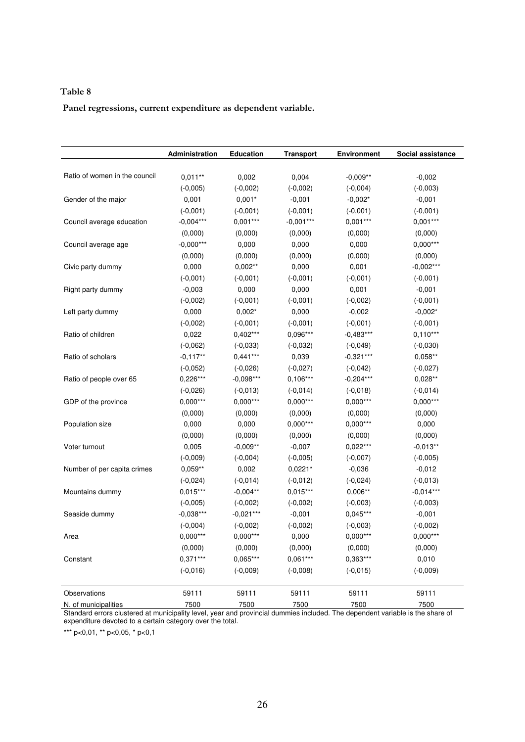**Table 8**

**Panel regressions, current expenditure as dependent variable.**

| | Administration | Education | Transport | Environment | Social assistance |
|---|---|---|---|---|---|
| Ratio of women in the council | 0,011** | 0,002 | 0,004 | -0,009** | -0,002 |
| | (-0,005) | (-0,002) | (-0,002) | (-0,004) | (-0,003) |
| Gender of the major | 0,001 | 0,001* | -0,001 | -0,002* | -0,001 |
| | (-0,001) | (-0,001) | (-0,001) | (-0,001) | (-0,001) |
| Council average education | -0,004*** | 0,001*** | -0,001*** | 0,001*** | 0,001*** |
| | (0,000) | (0,000) | (0,000) | (0,000) | (0,000) |
| Council average age | -0,000*** | 0,000 | 0,000 | 0,000 | 0,000*** |
| | (0,000) | (0,000) | (0,000) | (0,000) | (0,000) |
| Civic party dummy | 0,000 | 0,002** | 0,000 | 0,001 | -0,002*** |
| | (-0,001) | (-0,001) | (-0,001) | (-0,001) | (-0,001) |
| Right party dummy | -0,003 | 0,000 | 0,000 | 0,001 | -0,001 |
| | (-0,002) | (-0,001) | (-0,001) | (-0,002) | (-0,001) |
| Left party dummy | 0,000 | 0,002* | 0,000 | -0,002 | -0,002* |
| | (-0,002) | (-0,001) | (-0,001) | (-0,001) | (-0,001) |
| Ratio of children | 0,022 | 0,402*** | 0,096*** | -0,483*** | 0,110*** |
| | (-0,062) | (-0,033) | (-0,032) | (-0,049) | (-0,030) |
| Ratio of scholars | -0,117** | 0,441*** | 0,039 | -0,321*** | 0,058** |
| | (-0,052) | (-0,026) | (-0,027) | (-0,042) | (-0,027) |
| Ratio of people over 65 | 0,226*** | -0,098*** | 0,106*** | -0,204*** | 0,028** |
| | (-0,026) | (-0,013) | (-0,014) | (-0,018) | (-0,014) |
| GDP of the province | 0,000*** | 0,000*** | 0,000*** | 0,000*** | 0,000*** |
| | (0,000) | (0,000) | (0,000) | (0,000) | (0,000) |
| Population size | 0,000 | 0,000 | 0,000*** | 0,000*** | 0,000 |
| | (0,000) | (0,000) | (0,000) | (0,000) | (0,000) |
| Voter turnout | 0,005 | -0,009** | -0,007 | 0,022*** | -0,013** |
| | (-0,009) | (-0,004) | (-0,005) | (-0,007) | (-0,005) |
| Number of per capita crimes | 0,059** | 0,002 | 0,0221* | -0,036 | -0,012 |
| | (-0,024) | (-0,014) | (-0,012) | (-0,024) | (-0,013) |
| Mountains dummy | 0,015*** | -0,004** | 0,015*** | 0,006** | -0,014*** |
| | (-0,005) | (-0,002) | (-0,002) | (-0,003) | (-0,003) |
| Seaside dummy | -0,038*** | -0,021*** | -0,001 | 0,045*** | -0,001 |
| | (-0,004) | (-0,002) | (-0,002) | (-0,003) | (-0,002) |
| Area | 0,000*** | 0,000*** | 0,000 | 0,000*** | 0,000*** |
| | (0,000) | (0,000) | (0,000) | (0,000) | (0,000) |
| Constant | 0,371*** | 0,065*** | 0,061*** | 0,363*** | 0,010 |
| | (-0,016) | (-0,009) | (-0,008) | (-0,015) | (-0,009) |
| Observations | 59111 | 59111 | 59111 | 59111 | 59111 |
| N. of municipalities | 7500 | 7500 | 7500 | 7500 | 7500 |

Standard errors clustered at municipality level, year and provincial dummies included. The dependent variable is the share of expenditure devoted to a certain category over the total.

*** p<0,01, ** p<0,05, * p<0,1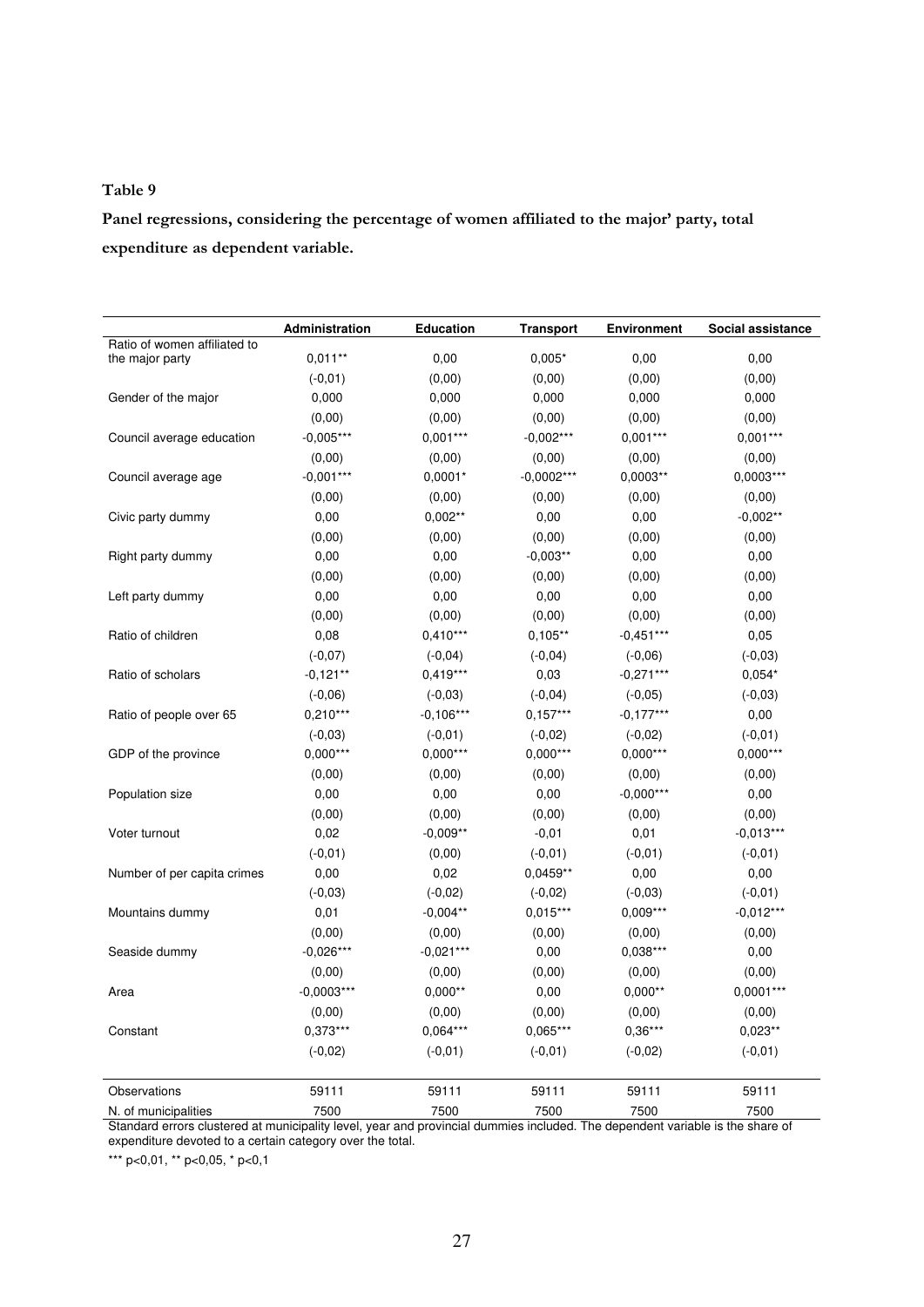**Table 9**

**Panel regressions, considering the percentage of women affiliated to the major' party, total expenditure as dependent variable.**

| | Administration | Education | Transport | Environment | Social assistance |
|---|---|---|---|---|---|
| Ratio of women affiliated to the major party | 0,011** | 0,00 | 0,005* | 0,00 | 0,00 |
| | (-0,01) | (0,00) | (0,00) | (0,00) | (0,00) |
| Gender of the major | 0,000 | 0,000 | 0,000 | 0,000 | 0,000 |
| | (0,00) | (0,00) | (0,00) | (0,00) | (0,00) |
| Council average education | -0,005*** | 0,001*** | -0,002*** | 0,001*** | 0,001*** |
| | (0,00) | (0,00) | (0,00) | (0,00) | (0,00) |
| Council average age | -0,001*** | 0,0001* | -0,0002*** | 0,0003** | 0,0003*** |
| | (0,00) | (0,00) | (0,00) | (0,00) | (0,00) |
| Civic party dummy | 0,00 | 0,002** | 0,00 | 0,00 | -0,002** |
| | (0,00) | (0,00) | (0,00) | (0,00) | (0,00) |
| Right party dummy | 0,00 | 0,00 | -0,003** | 0,00 | 0,00 |
| | (0,00) | (0,00) | (0,00) | (0,00) | (0,00) |
| Left party dummy | 0,00 | 0,00 | 0,00 | 0,00 | 0,00 |
| | (0,00) | (0,00) | (0,00) | (0,00) | (0,00) |
| Ratio of children | 0,08 | 0,410*** | 0,105** | -0,451*** | 0,05 |
| | (-0,07) | (-0,04) | (-0,04) | (-0,06) | (-0,03) |
| Ratio of scholars | -0,121** | 0,419*** | 0,03 | -0,271*** | 0,054* |
| | (-0,06) | (-0,03) | (-0,04) | (-0,05) | (-0,03) |
| Ratio of people over 65 | 0,210*** | -0,106*** | 0,157*** | -0,177*** | 0,00 |
| | (-0,03) | (-0,01) | (-0,02) | (-0,02) | (-0,01) |
| GDP of the province | 0,000*** | 0,000*** | 0,000*** | 0,000*** | 0,000*** |
| | (0,00) | (0,00) | (0,00) | (0,00) | (0,00) |
| Population size | 0,00 | 0,00 | 0,00 | -0,000*** | 0,00 |
| | (0,00) | (0,00) | (0,00) | (0,00) | (0,00) |
| Voter turnout | 0,02 | -0,009** | -0,01 | 0,01 | -0,013*** |
| | (-0,01) | (0,00) | (-0,01) | (-0,01) | (-0,01) |
| Number of per capita crimes | 0,00 | 0,02 | 0,0459** | 0,00 | 0,00 |
| | (-0,03) | (-0,02) | (-0,02) | (-0,03) | (-0,01) |
| Mountains dummy | 0,01 | -0,004** | 0,015*** | 0,009*** | -0,012*** |
| | (0,00) | (0,00) | (0,00) | (0,00) | (0,00) |
| Seaside dummy | -0,026*** | -0,021*** | 0,00 | 0,038*** | 0,00 |
| | (0,00) | (0,00) | (0,00) | (0,00) | (0,00) |
| Area | -0,0003*** | 0,000** | 0,00 | 0,000** | 0,0001*** |
| | (0,00) | (0,00) | (0,00) | (0,00) | (0,00) |
| Constant | 0,373*** | 0,064*** | 0,065*** | 0,36*** | 0,023** |
| | (-0,02) | (-0,01) | (-0,01) | (-0,02) | (-0,01) |
| Observations | 59111 | 59111 | 59111 | 59111 | 59111 |
| N. of municipalities | 7500 | 7500 | 7500 | 7500 | 7500 |

Standard errors clustered at municipality level, year and provincial dummies included. The dependent variable is the share of expenditure devoted to a certain category over the total.

*** p<0,01, ** p<0,05, * p<0,1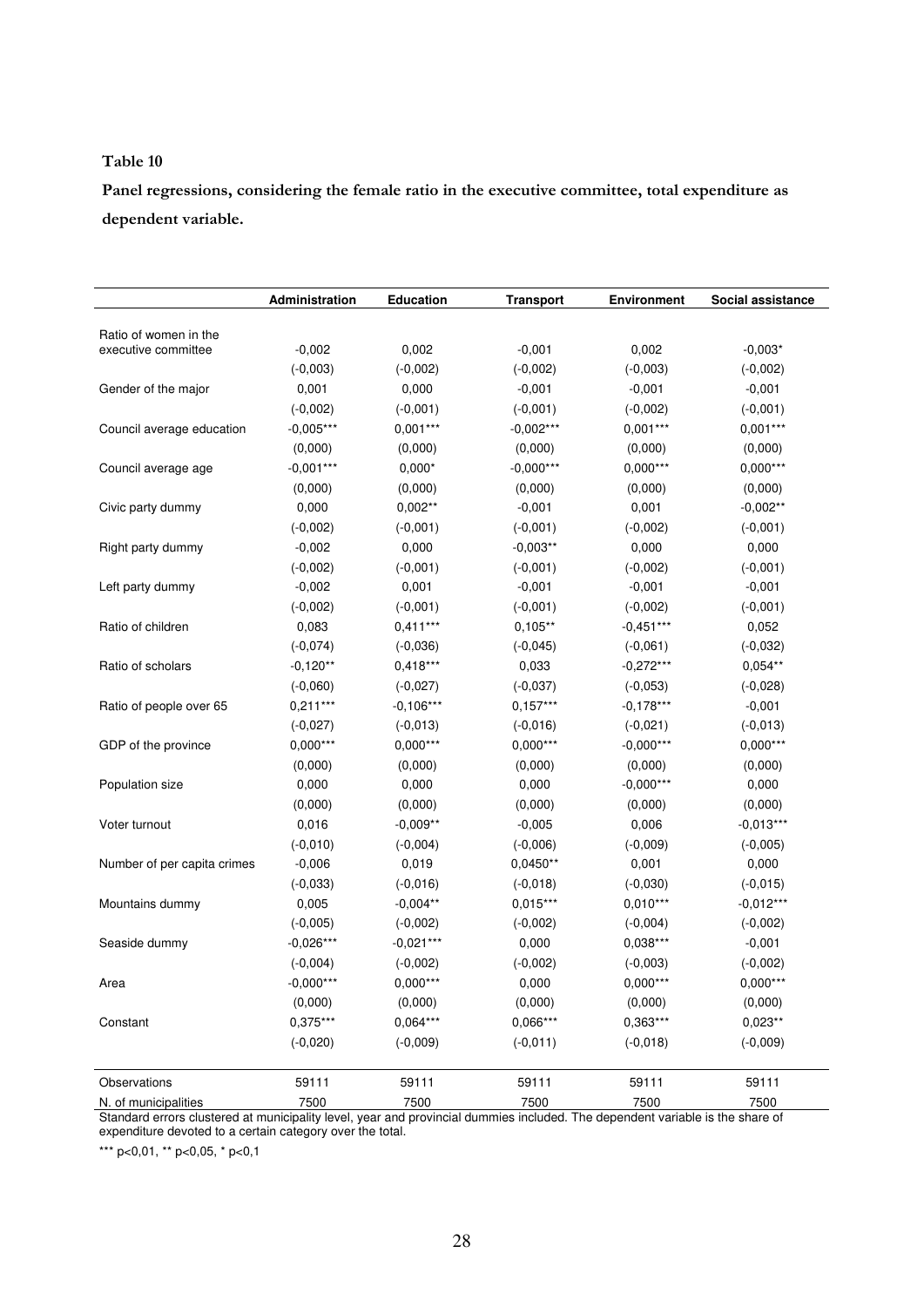**Table 10**

**Panel regressions, considering the female ratio in the executive committee, total expenditure as dependent variable.**

| | Administration | Education | Transport | Environment | Social assistance |
|---|---|---|---|---|---|
| Ratio of women in the executive committee | -0,002 | 0,002 | -0,001 | 0,002 | -0,003* |
| | (-0,003) | (-0,002) | (-0,002) | (-0,003) | (-0,002) |
| Gender of the major | 0,001 | 0,000 | -0,001 | -0,001 | -0,001 |
| | (-0,002) | (-0,001) | (-0,001) | (-0,002) | (-0,001) |
| Council average education | -0,005*** | 0,001*** | -0,002*** | 0,001*** | 0,001*** |
| | (0,000) | (0,000) | (0,000) | (0,000) | (0,000) |
| Council average age | -0,001*** | 0,000* | -0,000*** | 0,000*** | 0,000*** |
| | (0,000) | (0,000) | (0,000) | (0,000) | (0,000) |
| Civic party dummy | 0,000 | 0,002** | -0,001 | 0,001 | -0,002** |
| | (-0,002) | (-0,001) | (-0,001) | (-0,002) | (-0,001) |
| Right party dummy | -0,002 | 0,000 | -0,003** | 0,000 | 0,000 |
| | (-0,002) | (-0,001) | (-0,001) | (-0,002) | (-0,001) |
| Left party dummy | -0,002 | 0,001 | -0,001 | -0,001 | -0,001 |
| | (-0,002) | (-0,001) | (-0,001) | (-0,002) | (-0,001) |
| Ratio of children | 0,083 | 0,411*** | 0,105** | -0,451*** | 0,052 |
| | (-0,074) | (-0,036) | (-0,045) | (-0,061) | (-0,032) |
| Ratio of scholars | -0,120** | 0,418*** | 0,033 | -0,272*** | 0,054** |
| | (-0,060) | (-0,027) | (-0,037) | (-0,053) | (-0,028) |
| Ratio of people over 65 | 0,211*** | -0,106*** | 0,157*** | -0,178*** | -0,001 |
| | (-0,027) | (-0,013) | (-0,016) | (-0,021) | (-0,013) |
| GDP of the province | 0,000*** | 0,000*** | 0,000*** | -0,000*** | 0,000*** |
| | (0,000) | (0,000) | (0,000) | (0,000) | (0,000) |
| Population size | 0,000 | 0,000 | 0,000 | -0,000*** | 0,000 |
| | (0,000) | (0,000) | (0,000) | (0,000) | (0,000) |
| Voter turnout | 0,016 | -0,009** | -0,005 | 0,006 | -0,013*** |
| | (-0,010) | (-0,004) | (-0,006) | (-0,009) | (-0,005) |
| Number of per capita crimes | -0,006 | 0,019 | 0,0450** | 0,001 | 0,000 |
| | (-0,033) | (-0,016) | (-0,018) | (-0,030) | (-0,015) |
| Mountains dummy | 0,005 | -0,004** | 0,015*** | 0,010*** | -0,012*** |
| | (-0,005) | (-0,002) | (-0,002) | (-0,004) | (-0,002) |
| Seaside dummy | -0,026*** | -0,021*** | 0,000 | 0,038*** | -0,001 |
| | (-0,004) | (-0,002) | (-0,002) | (-0,003) | (-0,002) |
| Area | -0,000*** | 0,000*** | 0,000 | 0,000*** | 0,000*** |
| | (0,000) | (0,000) | (0,000) | (0,000) | (0,000) |
| Constant | 0,375*** | 0,064*** | 0,066*** | 0,363*** | 0,023** |
| | (-0,020) | (-0,009) | (-0,011) | (-0,018) | (-0,009) |
| Observations | 59111 | 59111 | 59111 | 59111 | 59111 |
| N. of municipalities | 7500 | 7500 | 7500 | 7500 | 7500 |

Standard errors clustered at municipality level, year and provincial dummies included. The dependent variable is the share of expenditure devoted to a certain category over the total.

*** p<0,01, ** p<0,05, * p<0,1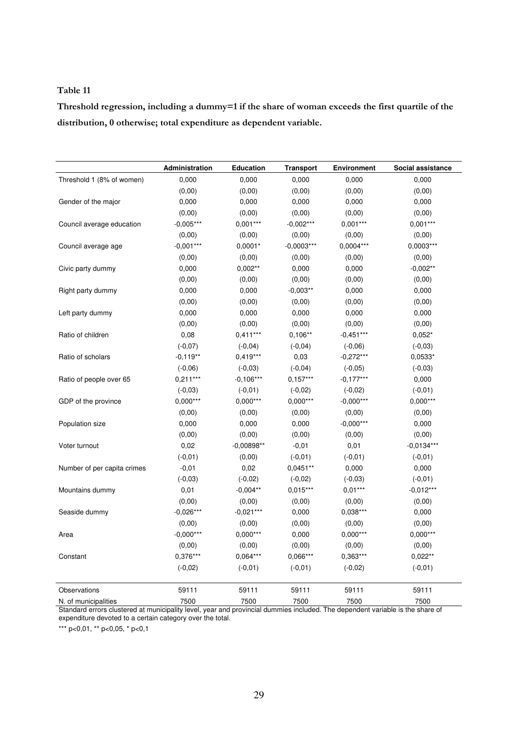**Table 11**

**Threshold regression, including a dummy=1 if the share of woman exceeds the first quartile of the distribution, 0 otherwise; total expenditure as dependent variable.**

| | Administration | Education | Transport | Environment | Social assistance |
|---|---|---|---|---|---|
| Threshold 1 (8% of women) | 0,000 | 0,000 | 0,000 | 0,000 | 0,000 |
| | (0,00) | (0,00) | (0,00) | (0,00) | (0,00) |
| Gender of the major | 0,000 | 0,000 | 0,000 | 0,000 | 0,000 |
| | (0,00) | (0,00) | (0,00) | (0,00) | (0,00) |
| Council average education | -0,005*** | 0,001*** | -0,002*** | 0,001*** | 0,001*** |
| | (0,00) | (0,00) | (0,00) | (0,00) | (0,00) |
| Council average age | -0,001*** | 0,0001* | -0,0003*** | 0,0004*** | 0,0003*** |
| | (0,00) | (0,00) | (0,00) | (0,00) | (0,00) |
| Civic party dummy | 0,000 | 0,002** | 0,000 | 0,000 | -0,002** |
| | (0,00) | (0,00) | (0,00) | (0,00) | (0,00) |
| Right party dummy | 0,000 | 0,000 | -0,003** | 0,000 | 0,000 |
| | (0,00) | (0,00) | (0,00) | (0,00) | (0,00) |
| Left party dummy | 0,000 | 0,000 | 0,000 | 0,000 | 0,000 |
| | (0,00) | (0,00) | (0,00) | (0,00) | (0,00) |
| Ratio of children | 0,08 | 0,411*** | 0,106** | -0,451*** | 0,052* |
| | (-0,07) | (-0,04) | (-0,04) | (-0,06) | (-0,03) |
| Ratio of scholars | -0,119** | 0,419*** | 0,03 | -0,272*** | 0,0533* |
| | (-0,06) | (-0,03) | (-0,04) | (-0,05) | (-0,03) |
| Ratio of people over 65 | 0,211*** | -0,106*** | 0,157*** | -0,177*** | 0,000 |
| | (-0,03) | (-0,01) | (-0,02) | (-0,02) | (-0,01) |
| GDP of the province | 0,000*** | 0,000*** | 0,000*** | -0,000*** | 0,000*** |
| | (0,00) | (0,00) | (0,00) | (0,00) | (0,00) |
| Population size | 0,000 | 0,000 | 0,000 | -0,000*** | 0,000 |
| | (0,00) | (0,00) | (0,00) | (0,00) | (0,00) |
| Voter turnout | 0,02 | -0,00898** | -0,01 | 0,01 | -0,0134*** |
| | (-0,01) | (0,00) | (-0,01) | (-0,01) | (-0,01) |
| Number of per capita crimes | -0,01 | 0,02 | 0,0451** | 0,000 | 0,000 |
| | (-0,03) | (-0,02) | (-0,02) | (-0,03) | (-0,01) |
| Mountains dummy | 0,01 | -0,004** | 0,015*** | 0,01*** | -0,012*** |
| | (0,00) | (0,00) | (0,00) | (0,00) | (0,00) |
| Seaside dummy | -0,026*** | -0,021*** | 0,000 | 0,038*** | 0,000 |
| | (0,00) | (0,00) | (0,00) | (0,00) | (0,00) |
| Area | -0,000*** | 0,000*** | 0,000 | 0,000*** | 0,000*** |
| | (0,00) | (0,00) | (0,00) | (0,00) | (0,00) |
| Constant | 0,376*** | 0,064*** | 0,066*** | 0,363*** | 0,022** |
| | (-0,02) | (-0,01) | (-0,01) | (-0,02) | (-0,01) |
| Observations | 59111 | 59111 | 59111 | 59111 | 59111 |
| N. of municipalities | 7500 | 7500 | 7500 | 7500 | 7500 |

Standard errors clustered at municipality level, year and provincial dummies included. The dependent variable is the share of expenditure devoted to a certain category over the total.

*** p<0,01, ** p<0,05, * p<0,1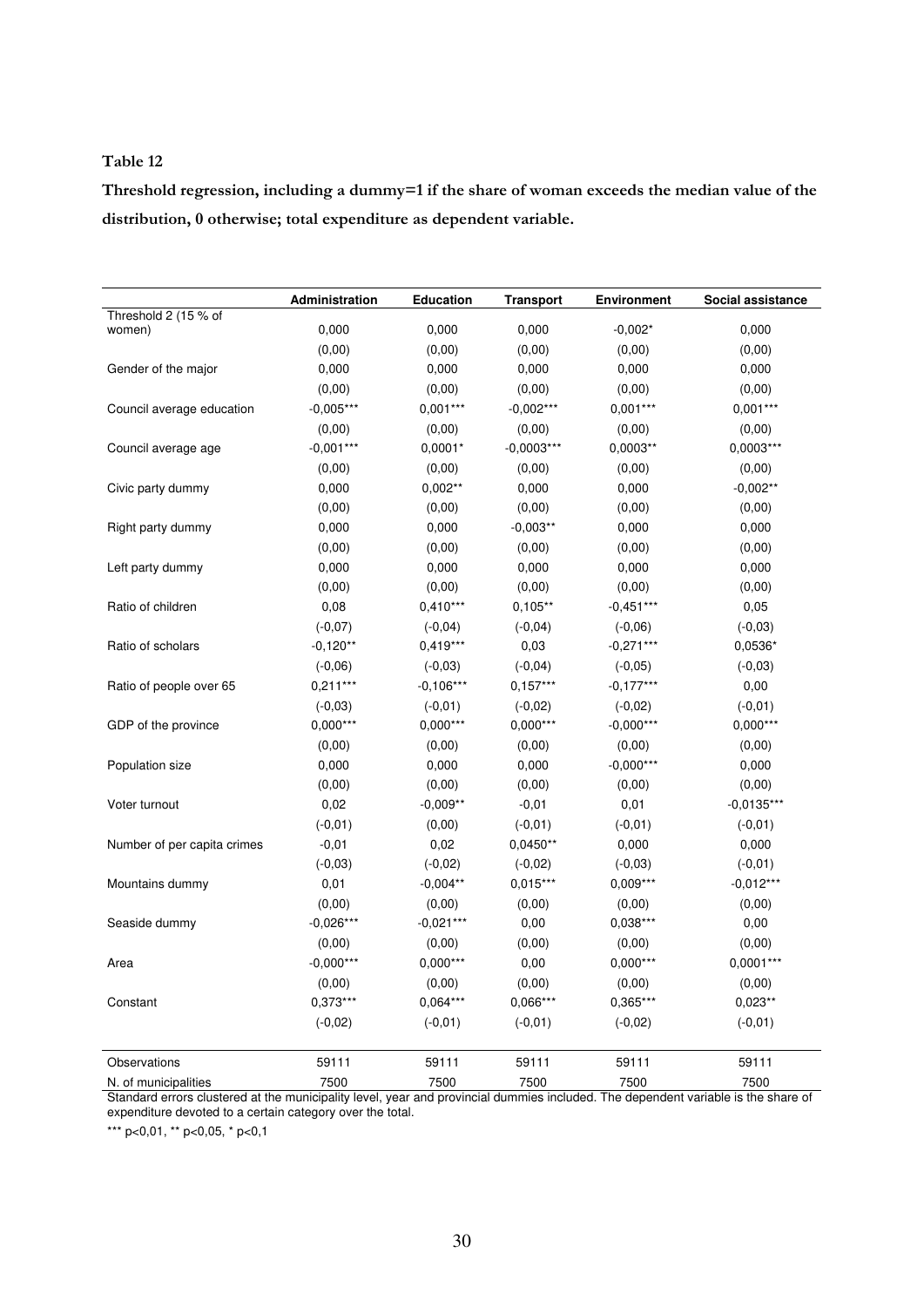**Table 12**

**Threshold regression, including a dummy=1 if the share of woman exceeds the median value of the distribution, 0 otherwise; total expenditure as dependent variable.**

| | Administration | Education | Transport | Environment | Social assistance |
|---|---|---|---|---|---|
| Threshold 2 (15 % of women) | 0,000 | 0,000 | 0,000 | -0,002* | 0,000 |
| | (0,00) | (0,00) | (0,00) | (0,00) | (0,00) |
| Gender of the major | 0,000 | 0,000 | 0,000 | 0,000 | 0,000 |
| | (0,00) | (0,00) | (0,00) | (0,00) | (0,00) |
| Council average education | -0,005*** | 0,001*** | -0,002*** | 0,001*** | 0,001*** |
| | (0,00) | (0,00) | (0,00) | (0,00) | (0,00) |
| Council average age | -0,001*** | 0,0001* | -0,0003*** | 0,0003** | 0,0003*** |
| | (0,00) | (0,00) | (0,00) | (0,00) | (0,00) |
| Civic party dummy | 0,000 | 0,002** | 0,000 | 0,000 | -0,002** |
| | (0,00) | (0,00) | (0,00) | (0,00) | (0,00) |
| Right party dummy | 0,000 | 0,000 | -0,003** | 0,000 | 0,000 |
| | (0,00) | (0,00) | (0,00) | (0,00) | (0,00) |
| Left party dummy | 0,000 | 0,000 | 0,000 | 0,000 | 0,000 |
| | (0,00) | (0,00) | (0,00) | (0,00) | (0,00) |
| Ratio of children | 0,08 | 0,410*** | 0,105** | -0,451*** | 0,05 |
| | (-0,07) | (-0,04) | (-0,04) | (-0,06) | (-0,03) |
| Ratio of scholars | -0,120** | 0,419*** | 0,03 | -0,271*** | 0,0536* |
| | (-0,06) | (-0,03) | (-0,04) | (-0,05) | (-0,03) |
| Ratio of people over 65 | 0,211*** | -0,106*** | 0,157*** | -0,177*** | 0,00 |
| | (-0,03) | (-0,01) | (-0,02) | (-0,02) | (-0,01) |
| GDP of the province | 0,000*** | 0,000*** | 0,000*** | -0,000*** | 0,000*** |
| | (0,00) | (0,00) | (0,00) | (0,00) | (0,00) |
| Population size | 0,000 | 0,000 | 0,000 | -0,000*** | 0,000 |
| | (0,00) | (0,00) | (0,00) | (0,00) | (0,00) |
| Voter turnout | 0,02 | -0,009** | -0,01 | 0,01 | -0,0135*** |
| | (-0,01) | (0,00) | (-0,01) | (-0,01) | (-0,01) |
| Number of per capita crimes | -0,01 | 0,02 | 0,0450** | 0,000 | 0,000 |
| | (-0,03) | (-0,02) | (-0,02) | (-0,03) | (-0,01) |
| Mountains dummy | 0,01 | -0,004** | 0,015*** | 0,009*** | -0,012*** |
| | (0,00) | (0,00) | (0,00) | (0,00) | (0,00) |
| Seaside dummy | -0,026*** | -0,021*** | 0,00 | 0,038*** | 0,00 |
| | (0,00) | (0,00) | (0,00) | (0,00) | (0,00) |
| Area | -0,000*** | 0,000*** | 0,00 | 0,000*** | 0,0001*** |
| | (0,00) | (0,00) | (0,00) | (0,00) | (0,00) |
| Constant | 0,373*** | 0,064*** | 0,066*** | 0,365*** | 0,023** |
| | (-0,02) | (-0,01) | (-0,01) | (-0,02) | (-0,01) |
| Observations | 59111 | 59111 | 59111 | 59111 | 59111 |
| N. of municipalities | 7500 | 7500 | 7500 | 7500 | 7500 |

Standard errors clustered at the municipality level, year and provincial dummies included. The dependent variable is the share of expenditure devoted to a certain category over the total.

*** p<0,01, ** p<0,05, * p<0,1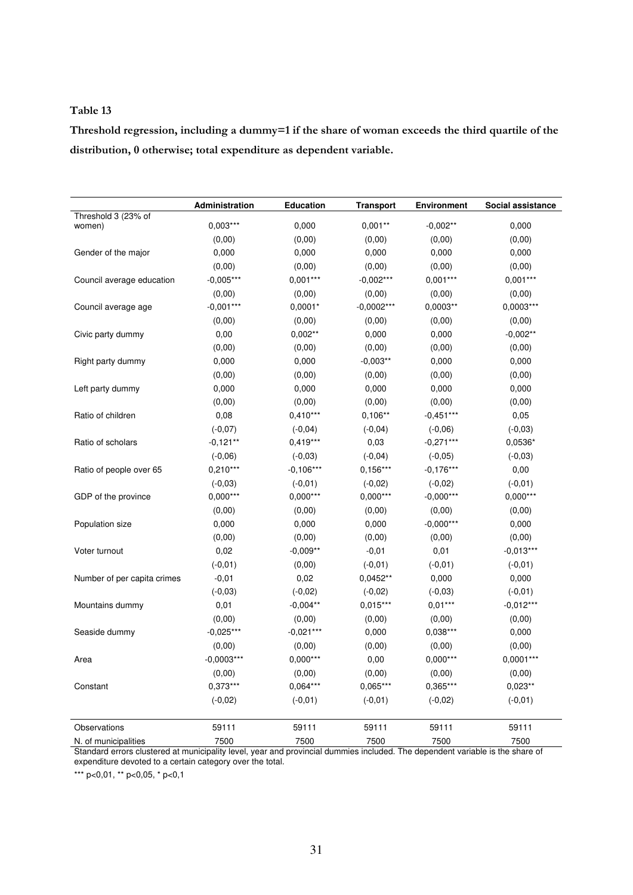**Table 13**

**Threshold regression, including a dummy=1 if the share of woman exceeds the third quartile of the distribution, 0 otherwise; total expenditure as dependent variable.**

| | Administration | Education | Transport | Environment | Social assistance |
|---|---|---|---|---|---|
| Threshold 3 (23% of women) | 0,003*** | 0,000 | 0,001** | -0,002** | 0,000 |
| | (0,00) | (0,00) | (0,00) | (0,00) | (0,00) |
| Gender of the major | 0,000 | 0,000 | 0,000 | 0,000 | 0,000 |
| | (0,00) | (0,00) | (0,00) | (0,00) | (0,00) |
| Council average education | -0,005*** | 0,001*** | -0,002*** | 0,001*** | 0,001*** |
| | (0,00) | (0,00) | (0,00) | (0,00) | (0,00) |
| Council average age | -0,001*** | 0,0001* | -0,0002*** | 0,0003** | 0,0003*** |
| | (0,00) | (0,00) | (0,00) | (0,00) | (0,00) |
| Civic party dummy | 0,00 | 0,002** | 0,000 | 0,000 | -0,002** |
| | (0,00) | (0,00) | (0,00) | (0,00) | (0,00) |
| Right party dummy | 0,000 | 0,000 | -0,003** | 0,000 | 0,000 |
| | (0,00) | (0,00) | (0,00) | (0,00) | (0,00) |
| Left party dummy | 0,000 | 0,000 | 0,000 | 0,000 | 0,000 |
| | (0,00) | (0,00) | (0,00) | (0,00) | (0,00) |
| Ratio of children | 0,08 | 0,410*** | 0,106** | -0,451*** | 0,05 |
| | (-0,07) | (-0,04) | (-0,04) | (-0,06) | (-0,03) |
| Ratio of scholars | -0,121** | 0,419*** | 0,03 | -0,271*** | 0,0536* |
| | (-0,06) | (-0,03) | (-0,04) | (-0,05) | (-0,03) |
| Ratio of people over 65 | 0,210*** | -0,106*** | 0,156*** | -0,176*** | 0,00 |
| | (-0,03) | (-0,01) | (-0,02) | (-0,02) | (-0,01) |
| GDP of the province | 0,000*** | 0,000*** | 0,000*** | -0,000*** | 0,000*** |
| | (0,00) | (0,00) | (0,00) | (0,00) | (0,00) |
| Population size | 0,000 | 0,000 | 0,000 | -0,000*** | 0,000 |
| | (0,00) | (0,00) | (0,00) | (0,00) | (0,00) |
| Voter turnout | 0,02 | -0,009** | -0,01 | 0,01 | -0,013*** |
| | (-0,01) | (0,00) | (-0,01) | (-0,01) | (-0,01) |
| Number of per capita crimes | -0,01 | 0,02 | 0,0452** | 0,000 | 0,000 |
| | (-0,03) | (-0,02) | (-0,02) | (-0,03) | (-0,01) |
| Mountains dummy | 0,01 | -0,004** | 0,015*** | 0,01*** | -0,012*** |
| | (0,00) | (0,00) | (0,00) | (0,00) | (0,00) |
| Seaside dummy | -0,025*** | -0,021*** | 0,000 | 0,038*** | 0,000 |
| | (0,00) | (0,00) | (0,00) | (0,00) | (0,00) |
| Area | -0,0003*** | 0,000*** | 0,00 | 0,000*** | 0,0001*** |
| | (0,00) | (0,00) | (0,00) | (0,00) | (0,00) |
| Constant | 0,373*** | 0,064*** | 0,065*** | 0,365*** | 0,023** |
| | (-0,02) | (-0,01) | (-0,01) | (-0,02) | (-0,01) |
| Observations | 59111 | 59111 | 59111 | 59111 | 59111 |
| N. of municipalities | 7500 | 7500 | 7500 | 7500 | 7500 |

Standard errors clustered at municipality level, year and provincial dummies included. The dependent variable is the share of expenditure devoted to a certain category over the total.

*** p<0,01, ** p<0,05, * p<0,1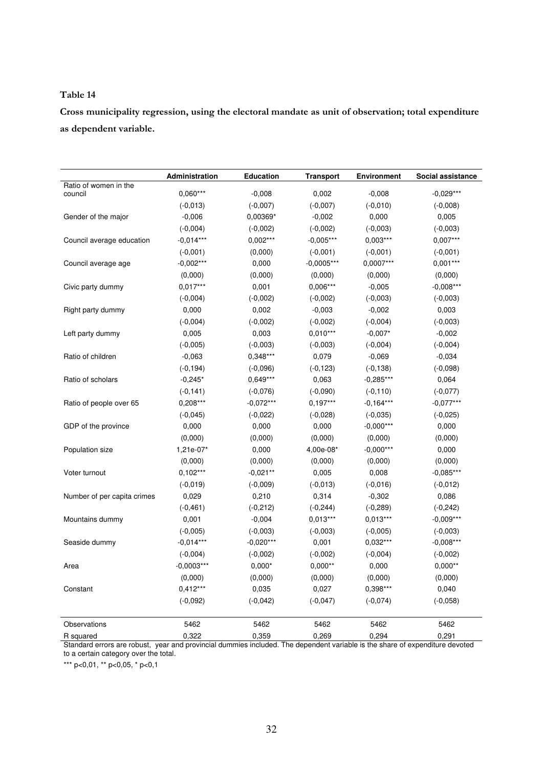# Table 14

**Cross municipality regression, using the electoral mandate as unit of observation; total expenditure as dependent variable.**

| | Administration | Education | Transport | Environment | Social assistance |
|---|---|---|---|---|---|
| Ratio of women in the council | 0,060*** | -0,008 | 0,002 | -0,008 | -0,029*** |
| | (-0,013) | (-0,007) | (-0,007) | (-0,010) | (-0,008) |
| Gender of the major | -0,006 | 0,00369* | -0,002 | 0,000 | 0,005 |
| | (-0,004) | (-0,002) | (-0,002) | (-0,003) | (-0,003) |
| Council average education | -0,014*** | 0,002*** | -0,005*** | 0,003*** | 0,007*** |
| | (-0,001) | (0,000) | (-0,001) | (-0,001) | (-0,001) |
| Council average age | -0,002*** | 0,000 | -0,0005*** | 0,0007*** | 0,001*** |
| | (0,000) | (0,000) | (0,000) | (0,000) | (0,000) |
| Civic party dummy | 0,017*** | 0,001 | 0,006*** | -0,005 | -0,008*** |
| | (-0,004) | (-0,002) | (-0,002) | (-0,003) | (-0,003) |
| Right party dummy | 0,000 | 0,002 | -0,003 | -0,002 | 0,003 |
| | (-0,004) | (-0,002) | (-0,002) | (-0,004) | (-0,003) |
| Left party dummy | 0,005 | 0,003 | 0,010*** | -0,007* | -0,002 |
| | (-0,005) | (-0,003) | (-0,003) | (-0,004) | (-0,004) |
| Ratio of children | -0,063 | 0,348*** | 0,079 | -0,069 | -0,034 |
| | (-0,194) | (-0,096) | (-0,123) | (-0,138) | (-0,098) |
| Ratio of scholars | -0,245* | 0,649*** | 0,063 | -0,285*** | 0,064 |
| | (-0,141) | (-0,076) | (-0,090) | (-0,110) | (-0,077) |
| Ratio of people over 65 | 0,208*** | -0,072*** | 0,197*** | -0,164*** | -0,077*** |
| | (-0,045) | (-0,022) | (-0,028) | (-0,035) | (-0,025) |
| GDP of the province | 0,000 | 0,000 | 0,000 | -0,000*** | 0,000 |
| | (0,000) | (0,000) | (0,000) | (0,000) | (0,000) |
| Population size | 1,21e-07* | 0,000 | 4,00e-08* | -0,000*** | 0,000 |
| | (0,000) | (0,000) | (0,000) | (0,000) | (0,000) |
| Voter turnout | 0,102*** | -0,021** | 0,005 | 0,008 | -0,085*** |
| | (-0,019) | (-0,009) | (-0,013) | (-0,016) | (-0,012) |
| Number of per capita crimes | 0,029 | 0,210 | 0,314 | -0,302 | 0,086 |
| | (-0,461) | (-0,212) | (-0,244) | (-0,289) | (-0,242) |
| Mountains dummy | 0,001 | -0,004 | 0,013*** | 0,013*** | -0,009*** |
| | (-0,005) | (-0,003) | (-0,003) | (-0,005) | (-0,003) |
| Seaside dummy | -0,014*** | -0,020*** | 0,001 | 0,032*** | -0,008*** |
| | (-0,004) | (-0,002) | (-0,002) | (-0,004) | (-0,002) |
| Area | -0,0003*** | 0,000* | 0,000** | 0,000 | 0,000** |
| | (0,000) | (0,000) | (0,000) | (0,000) | (0,000) |
| Constant | 0,412*** | 0,035 | 0,027 | 0,398*** | 0,040 |
| | (-0,092) | (-0,042) | (-0,047) | (-0,074) | (-0,058) |
| Observations | 5462 | 5462 | 5462 | 5462 | 5462 |
| R squared | 0,322 | 0,359 | 0,269 | 0,294 | 0,291 |

Standard errors are robust, year and provincial dummies included. The dependent variable is the share of expenditure devoted to a certain category over the total.

*** p<0,01, ** p<0,05, * p<0,1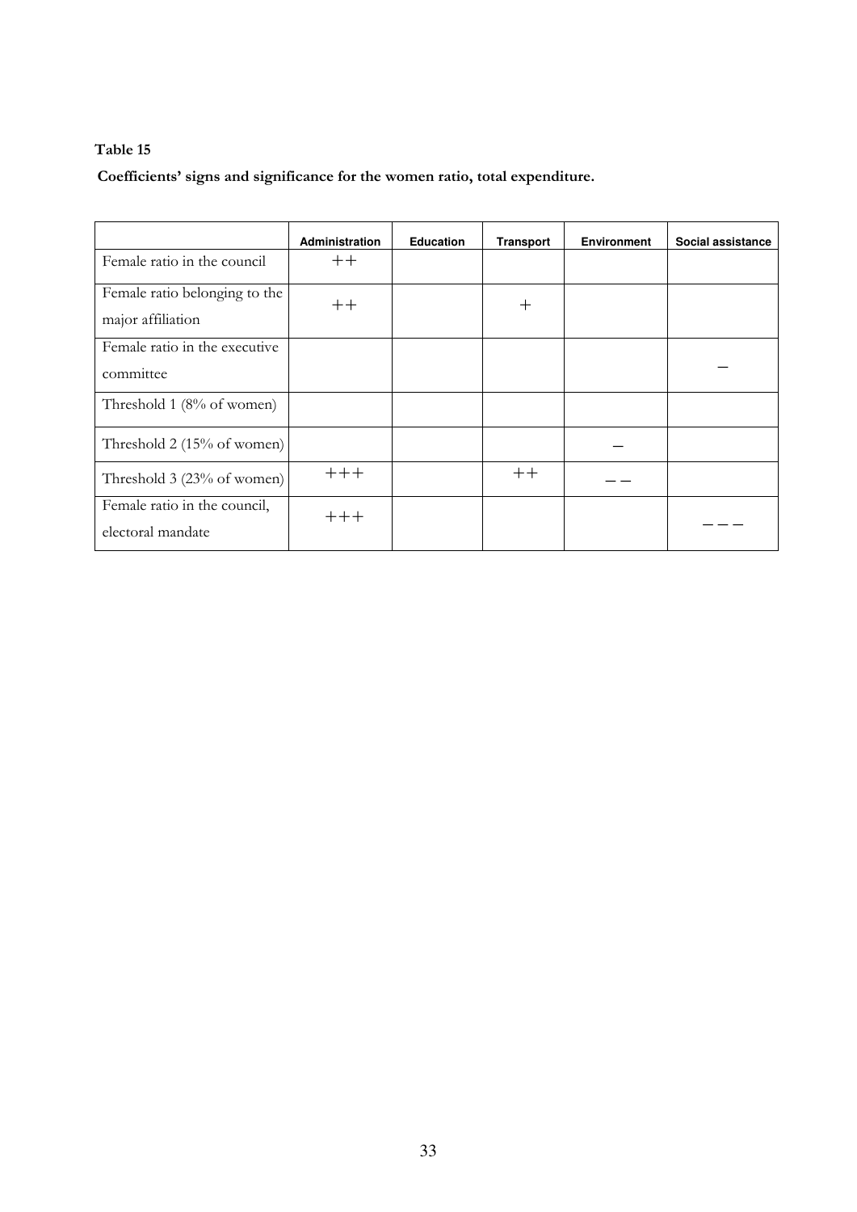**Table 15**

**Coefficients' signs and significance for the women ratio, total expenditure.**

| | Administration | Education | Transport | Environment | Social assistance |
|---|---|---|---|---|---|
| Female ratio in the council | ++ | | | | |
| Female ratio belonging to the major affiliation | ++ | | + | | |
| Female ratio in the executive committee | | | | | – |
| Threshold 1 (8% of women) | | | | | |
| Threshold 2 (15% of women) | | | | – | |
| Threshold 3 (23% of women) | +++ | | ++ | – – | |
| Female ratio in the council, electoral mandate | +++ | | | | – – – |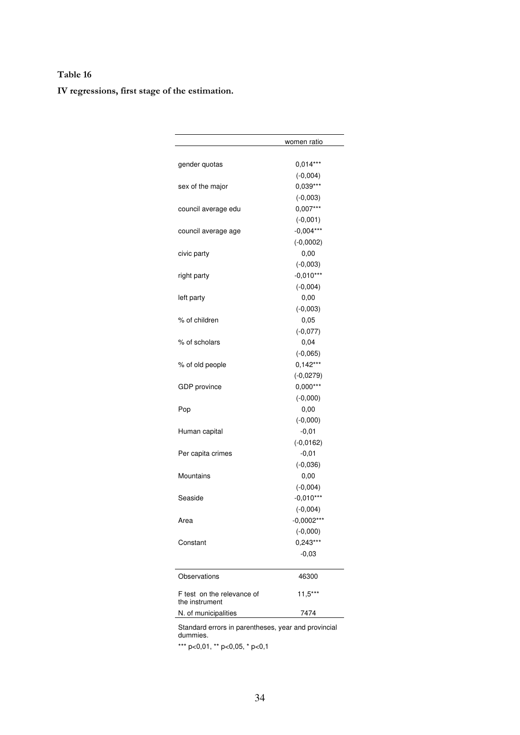**Table 16**

**IV regressions, first stage of the estimation.**

| | women ratio |
|---|---|
| gender quotas | 0,014*** |
| | (-0,004) |
| sex of the major | 0,039*** |
| | (-0,003) |
| council average edu | 0,007*** |
| | (-0,001) |
| council average age | -0,004*** |
| | (-0,0002) |
| civic party | 0,00 |
| | (-0,003) |
| right party | -0,010*** |
| | (-0,004) |
| left party | 0,00 |
| | (-0,003) |
| % of children | 0,05 |
| | (-0,077) |
| % of scholars | 0,04 |
| | (-0,065) |
| % of old people | 0,142*** |
| | (-0,0279) |
| GDP province | 0,000*** |
| | (-0,000) |
| Pop | 0,00 |
| | (-0,000) |
| Human capital | -0,01 |
| | (-0,0162) |
| Per capita crimes | -0,01 |
| | (-0,036) |
| Mountains | 0,00 |
| | (-0,004) |
| Seaside | -0,010*** |
| | (-0,004) |
| Area | -0,0002*** |
| | (-0,000) |
| Constant | 0,243*** |
| | -0,03 |
| Observations | 46300 |
| F test on the relevance of the instrument | 11,5*** |
| N. of municipalities | 7474 |

Standard errors in parentheses, year and provincial dummies.

*** p<0,01, ** p<0,05, * p<0,1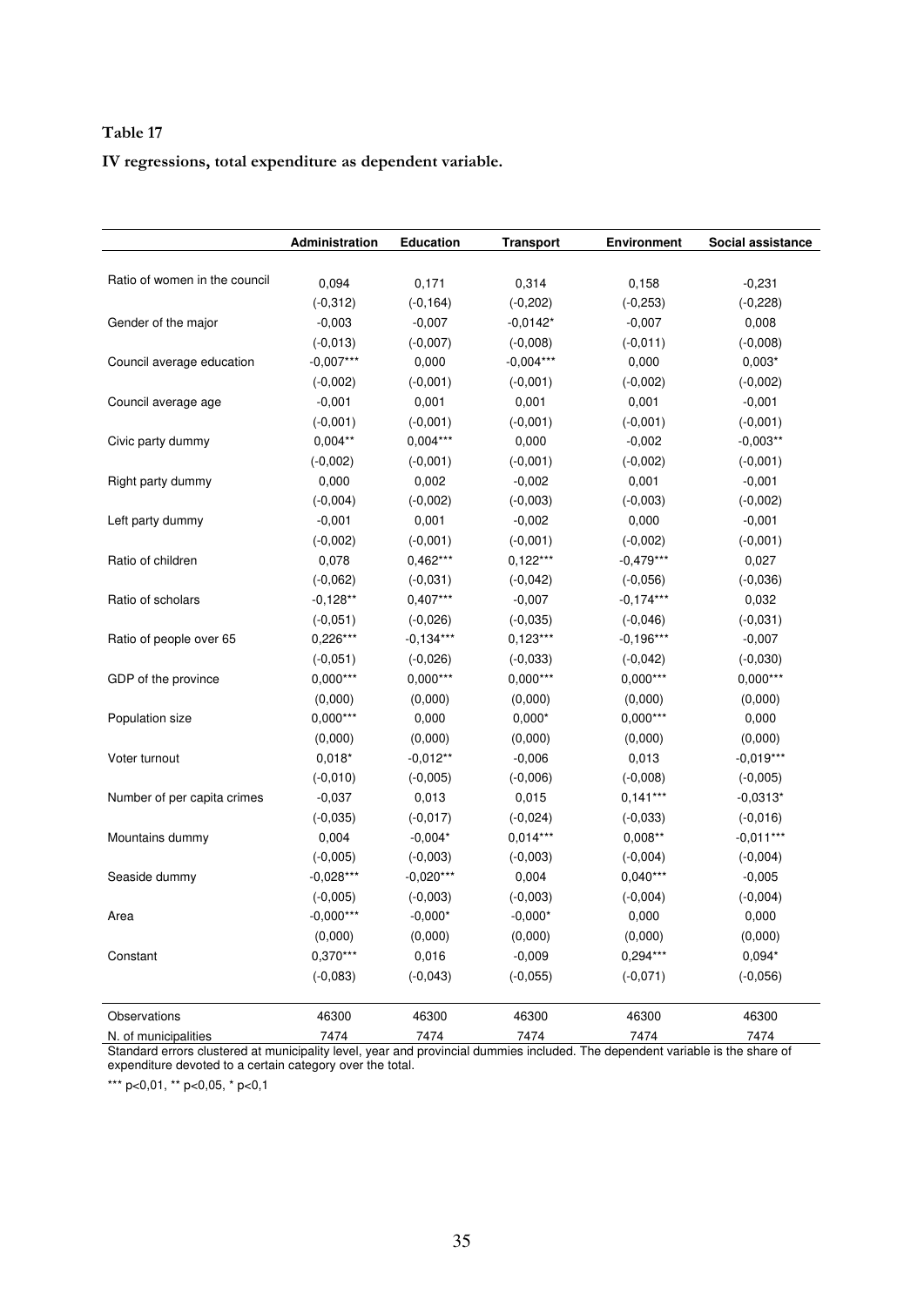**Table 17**

**IV regressions, total expenditure as dependent variable.**

| | Administration | Education | Transport | Environment | Social assistance |
|---|---|---|---|---|---|
| Ratio of women in the council | 0,094 | 0,171 | 0,314 | 0,158 | -0,231 |
| | (-0,312) | (-0,164) | (-0,202) | (-0,253) | (-0,228) |
| Gender of the major | -0,003 | -0,007 | -0,0142* | -0,007 | 0,008 |
| | (-0,013) | (-0,007) | (-0,008) | (-0,011) | (-0,008) |
| Council average education | -0,007*** | 0,000 | -0,004*** | 0,000 | 0,003* |
| | (-0,002) | (-0,001) | (-0,001) | (-0,002) | (-0,002) |
| Council average age | -0,001 | 0,001 | 0,001 | 0,001 | -0,001 |
| | (-0,001) | (-0,001) | (-0,001) | (-0,001) | (-0,001) |
| Civic party dummy | 0,004** | 0,004*** | 0,000 | -0,002 | -0,003** |
| | (-0,002) | (-0,001) | (-0,001) | (-0,002) | (-0,001) |
| Right party dummy | 0,000 | 0,002 | -0,002 | 0,001 | -0,001 |
| | (-0,004) | (-0,002) | (-0,003) | (-0,003) | (-0,002) |
| Left party dummy | -0,001 | 0,001 | -0,002 | 0,000 | -0,001 |
| | (-0,002) | (-0,001) | (-0,001) | (-0,002) | (-0,001) |
| Ratio of children | 0,078 | 0,462*** | 0,122*** | -0,479*** | 0,027 |
| | (-0,062) | (-0,031) | (-0,042) | (-0,056) | (-0,036) |
| Ratio of scholars | -0,128** | 0,407*** | -0,007 | -0,174*** | 0,032 |
| | (-0,051) | (-0,026) | (-0,035) | (-0,046) | (-0,031) |
| Ratio of people over 65 | 0,226*** | -0,134*** | 0,123*** | -0,196*** | -0,007 |
| | (-0,051) | (-0,026) | (-0,033) | (-0,042) | (-0,030) |
| GDP of the province | 0,000*** | 0,000*** | 0,000*** | 0,000*** | 0,000*** |
| | (0,000) | (0,000) | (0,000) | (0,000) | (0,000) |
| Population size | 0,000*** | 0,000 | 0,000* | 0,000*** | 0,000 |
| | (0,000) | (0,000) | (0,000) | (0,000) | (0,000) |
| Voter turnout | 0,018* | -0,012** | -0,006 | 0,013 | -0,019*** |
| | (-0,010) | (-0,005) | (-0,006) | (-0,008) | (-0,005) |
| Number of per capita crimes | -0,037 | 0,013 | 0,015 | 0,141*** | -0,0313* |
| | (-0,035) | (-0,017) | (-0,024) | (-0,033) | (-0,016) |
| Mountains dummy | 0,004 | -0,004* | 0,014*** | 0,008** | -0,011*** |
| | (-0,005) | (-0,003) | (-0,003) | (-0,004) | (-0,004) |
| Seaside dummy | -0,028*** | -0,020*** | 0,004 | 0,040*** | -0,005 |
| | (-0,005) | (-0,003) | (-0,003) | (-0,004) | (-0,004) |
| Area | -0,000*** | -0,000* | -0,000* | 0,000 | 0,000 |
| | (0,000) | (0,000) | (0,000) | (0,000) | (0,000) |
| Constant | 0,370*** | 0,016 | -0,009 | 0,294*** | 0,094* |
| | (-0,083) | (-0,043) | (-0,055) | (-0,071) | (-0,056) |
| Observations | 46300 | 46300 | 46300 | 46300 | 46300 |
| N. of municipalities | 7474 | 7474 | 7474 | 7474 | 7474 |

Standard errors clustered at municipality level, year and provincial dummies included. The dependent variable is the share of expenditure devoted to a certain category over the total.

*** p<0,01, ** p<0,05, * p<0,1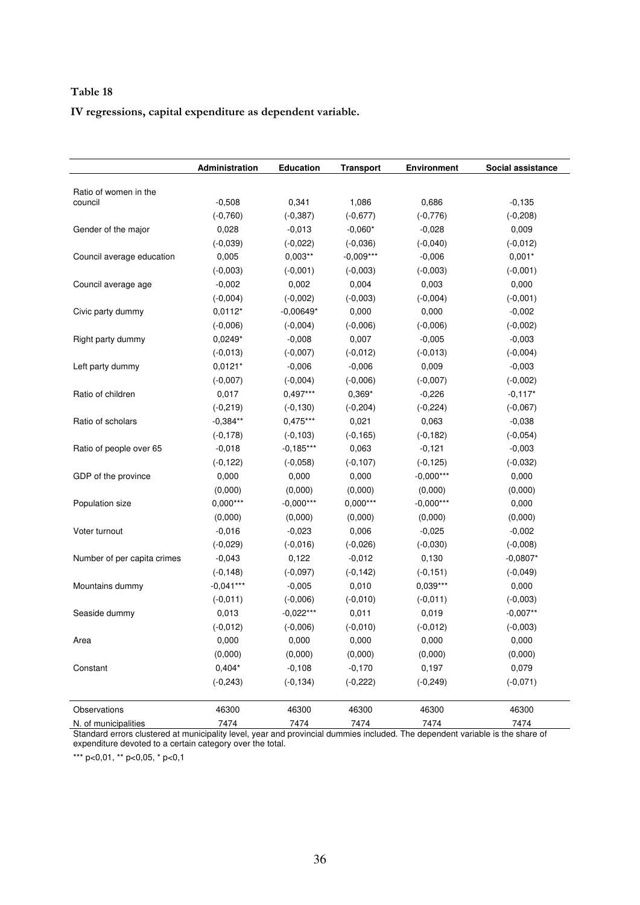**Table 18**

**IV regressions, capital expenditure as dependent variable.**

| | Administration | Education | Transport | Environment | Social assistance |
|---|---|---|---|---|---|
| Ratio of women in the council | -0,508 | 0,341 | 1,086 | 0,686 | -0,135 |
| | (-0,760) | (-0,387) | (-0,677) | (-0,776) | (-0,208) |
| Gender of the major | 0,028 | -0,013 | -0,060* | -0,028 | 0,009 |
| | (-0,039) | (-0,022) | (-0,036) | (-0,040) | (-0,012) |
| Council average education | 0,005 | 0,003** | -0,009*** | -0,006 | 0,001* |
| | (-0,003) | (-0,001) | (-0,003) | (-0,003) | (-0,001) |
| Council average age | -0,002 | 0,002 | 0,004 | 0,003 | 0,000 |
| | (-0,004) | (-0,002) | (-0,003) | (-0,004) | (-0,001) |
| Civic party dummy | 0,0112* | -0,00649* | 0,000 | 0,000 | -0,002 |
| | (-0,006) | (-0,004) | (-0,006) | (-0,006) | (-0,002) |
| Right party dummy | 0,0249* | -0,008 | 0,007 | -0,005 | -0,003 |
| | (-0,013) | (-0,007) | (-0,012) | (-0,013) | (-0,004) |
| Left party dummy | 0,0121* | -0,006 | -0,006 | 0,009 | -0,003 |
| | (-0,007) | (-0,004) | (-0,006) | (-0,007) | (-0,002) |
| Ratio of children | 0,017 | 0,497*** | 0,369* | -0,226 | -0,117* |
| | (-0,219) | (-0,130) | (-0,204) | (-0,224) | (-0,067) |
| Ratio of scholars | -0,384** | 0,475*** | 0,021 | 0,063 | -0,038 |
| | (-0,178) | (-0,103) | (-0,165) | (-0,182) | (-0,054) |
| Ratio of people over 65 | -0,018 | -0,185*** | 0,063 | -0,121 | -0,003 |
| | (-0,122) | (-0,058) | (-0,107) | (-0,125) | (-0,032) |
| GDP of the province | 0,000 | 0,000 | 0,000 | -0,000*** | 0,000 |
| | (0,000) | (0,000) | (0,000) | (0,000) | (0,000) |
| Population size | 0,000*** | -0,000*** | 0,000*** | -0,000*** | 0,000 |
| | (0,000) | (0,000) | (0,000) | (0,000) | (0,000) |
| Voter turnout | -0,016 | -0,023 | 0,006 | -0,025 | -0,002 |
| | (-0,029) | (-0,016) | (-0,026) | (-0,030) | (-0,008) |
| Number of per capita crimes | -0,043 | 0,122 | -0,012 | 0,130 | -0,0807* |
| | (-0,148) | (-0,097) | (-0,142) | (-0,151) | (-0,049) |
| Mountains dummy | -0,041*** | -0,005 | 0,010 | 0,039*** | 0,000 |
| | (-0,011) | (-0,006) | (-0,010) | (-0,011) | (-0,003) |
| Seaside dummy | 0,013 | -0,022*** | 0,011 | 0,019 | -0,007** |
| | (-0,012) | (-0,006) | (-0,010) | (-0,012) | (-0,003) |
| Area | 0,000 | 0,000 | 0,000 | 0,000 | 0,000 |
| | (0,000) | (0,000) | (0,000) | (0,000) | (0,000) |
| Constant | 0,404* | -0,108 | -0,170 | 0,197 | 0,079 |
| | (-0,243) | (-0,134) | (-0,222) | (-0,249) | (-0,071) |
| Observations | 46300 | 46300 | 46300 | 46300 | 46300 |
| N. of municipalities | 7474 | 7474 | 7474 | 7474 | 7474 |

Standard errors clustered at municipality level, year and provincial dummies included. The dependent variable is the share of expenditure devoted to a certain category over the total.

*** p<0,01, ** p<0,05, * p<0,1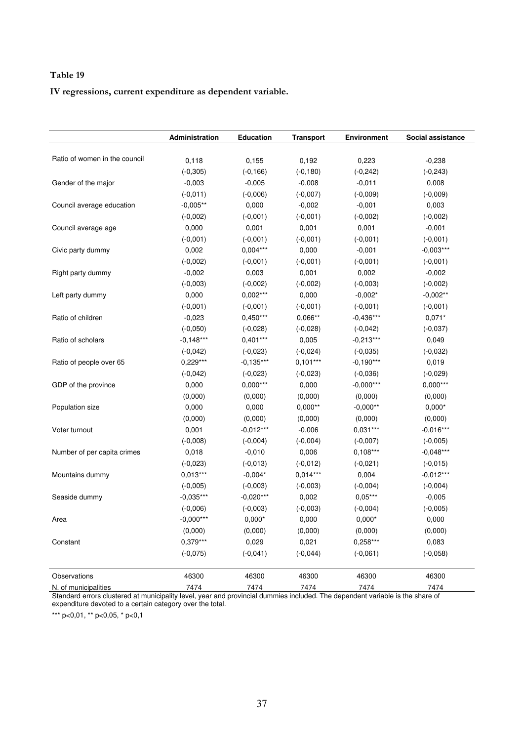**Table 19**

**IV regressions, current expenditure as dependent variable.**

| | Administration | Education | Transport | Environment | Social assistance |
|---|---|---|---|---|---|
| Ratio of women in the council | 0,118 | 0,155 | 0,192 | 0,223 | -0,238 |
| | (-0,305) | (-0,166) | (-0,180) | (-0,242) | (-0,243) |
| Gender of the major | -0,003 | -0,005 | -0,008 | -0,011 | 0,008 |
| | (-0,011) | (-0,006) | (-0,007) | (-0,009) | (-0,009) |
| Council average education | -0,005** | 0,000 | -0,002 | -0,001 | 0,003 |
| | (-0,002) | (-0,001) | (-0,001) | (-0,002) | (-0,002) |
| Council average age | 0,000 | 0,001 | 0,001 | 0,001 | -0,001 |
| | (-0,001) | (-0,001) | (-0,001) | (-0,001) | (-0,001) |
| Civic party dummy | 0,002 | 0,004*** | 0,000 | -0,001 | -0,003*** |
| | (-0,002) | (-0,001) | (-0,001) | (-0,001) | (-0,001) |
| Right party dummy | -0,002 | 0,003 | 0,001 | 0,002 | -0,002 |
| | (-0,003) | (-0,002) | (-0,002) | (-0,003) | (-0,002) |
| Left party dummy | 0,000 | 0,002*** | 0,000 | -0,002* | -0,002** |
| | (-0,001) | (-0,001) | (-0,001) | (-0,001) | (-0,001) |
| Ratio of children | -0,023 | 0,450*** | 0,066** | -0,436*** | 0,071* |
| | (-0,050) | (-0,028) | (-0,028) | (-0,042) | (-0,037) |
| Ratio of scholars | -0,148*** | 0,401*** | 0,005 | -0,213*** | 0,049 |
| | (-0,042) | (-0,023) | (-0,024) | (-0,035) | (-0,032) |
| Ratio of people over 65 | 0,229*** | -0,135*** | 0,101*** | -0,190*** | 0,019 |
| | (-0,042) | (-0,023) | (-0,023) | (-0,036) | (-0,029) |
| GDP of the province | 0,000 | 0,000*** | 0,000 | -0,000*** | 0,000*** |
| | (0,000) | (0,000) | (0,000) | (0,000) | (0,000) |
| Population size | 0,000 | 0,000 | 0,000** | -0,000** | 0,000* |
| | (0,000) | (0,000) | (0,000) | (0,000) | (0,000) |
| Voter turnout | 0,001 | -0,012*** | -0,006 | 0,031*** | -0,016*** |
| | (-0,008) | (-0,004) | (-0,004) | (-0,007) | (-0,005) |
| Number of per capita crimes | 0,018 | -0,010 | 0,006 | 0,108*** | -0,048*** |
| | (-0,023) | (-0,013) | (-0,012) | (-0,021) | (-0,015) |
| Mountains dummy | 0,013*** | -0,004* | 0,014*** | 0,004 | -0,012*** |
| | (-0,005) | (-0,003) | (-0,003) | (-0,004) | (-0,004) |
| Seaside dummy | -0,035*** | -0,020*** | 0,002 | 0,05*** | -0,005 |
| | (-0,006) | (-0,003) | (-0,003) | (-0,004) | (-0,005) |
| Area | -0,000*** | 0,000* | 0,000 | 0,000* | 0,000 |
| | (0,000) | (0,000) | (0,000) | (0,000) | (0,000) |
| Constant | 0,379*** | 0,029 | 0,021 | 0,258*** | 0,083 |
| | (-0,075) | (-0,041) | (-0,044) | (-0,061) | (-0,058) |
| Observations | 46300 | 46300 | 46300 | 46300 | 46300 |
| N. of municipalities | 7474 | 7474 | 7474 | 7474 | 7474 |

Standard errors clustered at municipality level, year and provincial dummies included. The dependent variable is the share of expenditure devoted to a certain category over the total.

*** p<0,01, ** p<0,05, * p<0,1